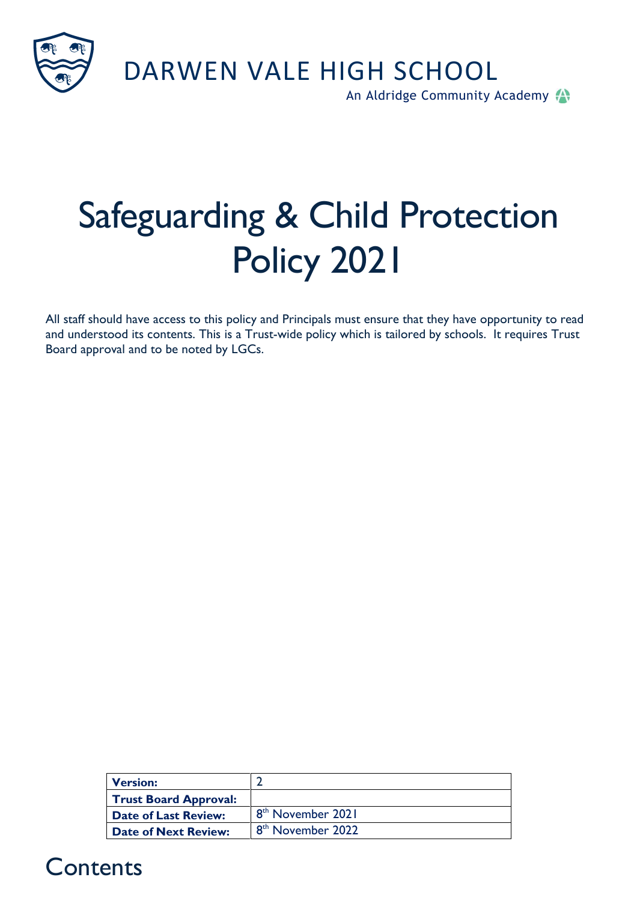DARWEN VALE HIGH SCHOOL

An Aldridge Community Academy

# Safeguarding & Child Protection Policy 2021

All staff should have access to this policy and Principals must ensure that they have opportunity to read and understood its contents. This is a Trust-wide policy which is tailored by schools. It requires Trust Board approval and to be noted by LGCs.

| **Version:** | 2 |
| --- | --- |
| **Trust Board Approval:** | |
| **Date of Last Review:** | 8th November 2021 |
| **Date of Next Review:** | 8th November 2022 |

## Contents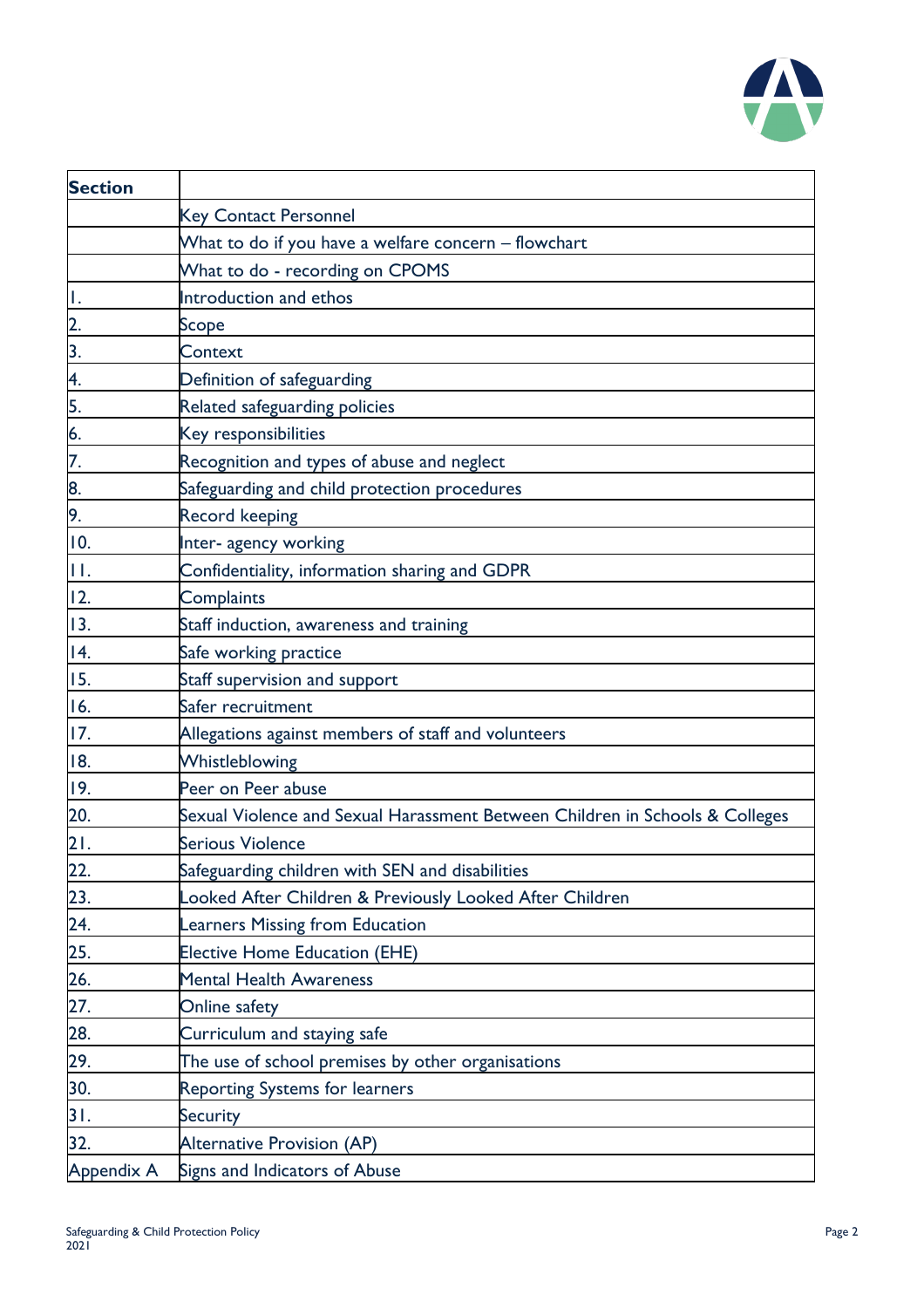| Section | |
|---|---|
| | Key Contact Personnel |
| | What to do if you have a welfare concern – flowchart |
| | What to do - recording on CPOMS |
| 1. | Introduction and ethos |
| 2. | Scope |
| 3. | Context |
| 4. | Definition of safeguarding |
| 5. | Related safeguarding policies |
| 6. | Key responsibilities |
| 7. | Recognition and types of abuse and neglect |
| 8. | Safeguarding and child protection procedures |
| 9. | Record keeping |
| 10. | Inter- agency working |
| 11. | Confidentiality, information sharing and GDPR |
| 12. | Complaints |
| 13. | Staff induction, awareness and training |
| 14. | Safe working practice |
| 15. | Staff supervision and support |
| 16. | Safer recruitment |
| 17. | Allegations against members of staff and volunteers |
| 18. | Whistleblowing |
| 19. | Peer on Peer abuse |
| 20. | Sexual Violence and Sexual Harassment Between Children in Schools & Colleges |
| 21. | Serious Violence |
| 22. | Safeguarding children with SEN and disabilities |
| 23. | Looked After Children & Previously Looked After Children |
| 24. | Learners Missing from Education |
| 25. | Elective Home Education (EHE) |
| 26. | Mental Health Awareness |
| 27. | Online safety |
| 28. | Curriculum and staying safe |
| 29. | The use of school premises by other organisations |
| 30. | Reporting Systems for learners |
| 31. | Security |
| 32. | Alternative Provision (AP) |
| Appendix A | Signs and Indicators of Abuse |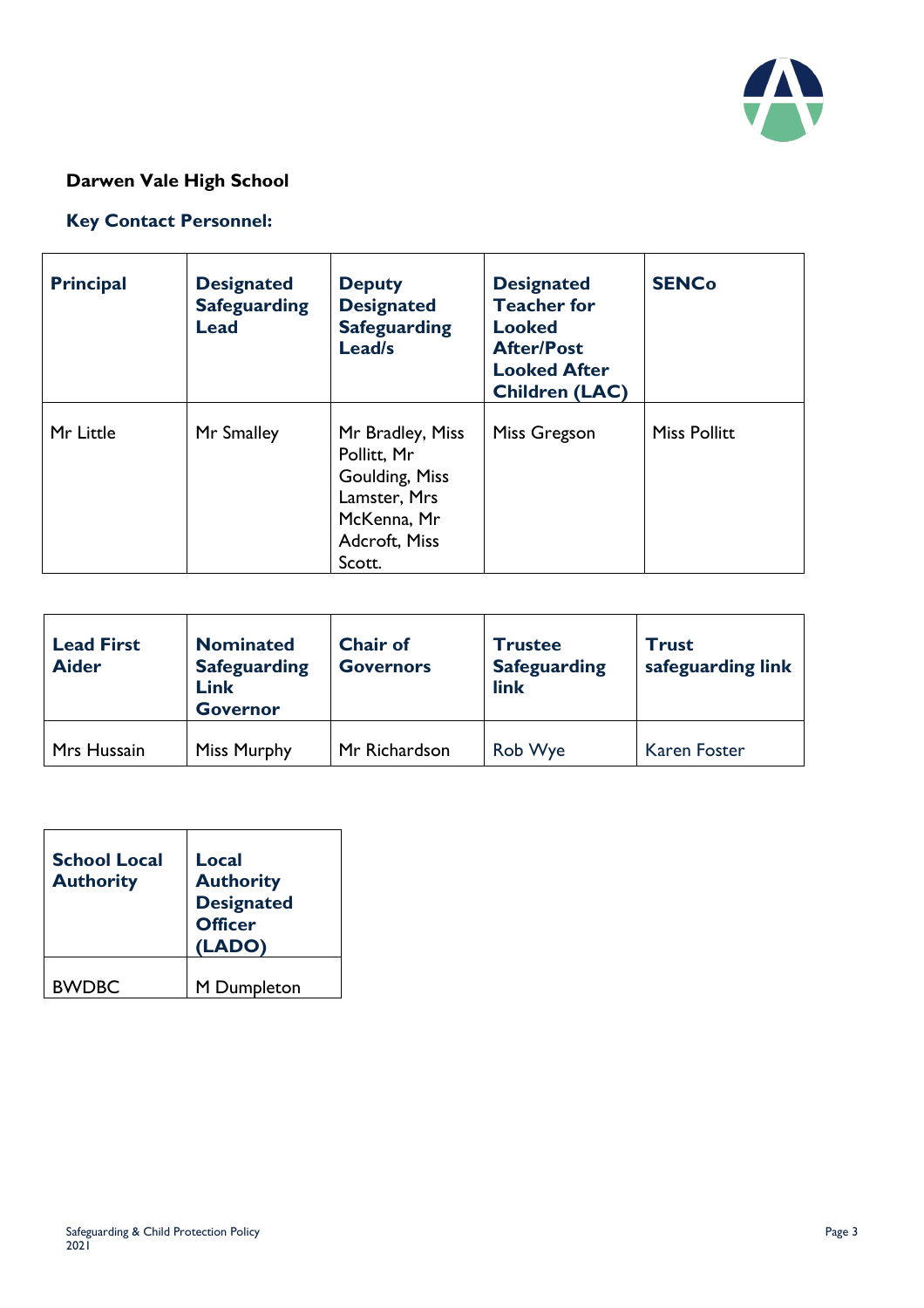**Darwen Vale High School**

**Key Contact Personnel:**

| Principal | Designated Safeguarding Lead | Deputy Designated Safeguarding Lead/s | Designated Teacher for Looked After/Post Looked After Children (LAC) | SENCo |
|---|---|---|---|---|
| Mr Little | Mr Smalley | Mr Bradley, Miss Pollitt, Mr Goulding, Miss Lamster, Mrs McKenna, Mr Adcroft, Miss Scott. | Miss Gregson | Miss Pollitt |

| Lead First Aider | Nominated Safeguarding Link Governor | Chair of Governors | Trustee Safeguarding link | Trust safeguarding link |
|---|---|---|---|---|
| Mrs Hussain | Miss Murphy | Mr Richardson | Rob Wye | Karen Foster |

| School Local Authority | Local Authority Designated Officer (LADO) |
|---|---|
| BWDBC | M Dumpleton |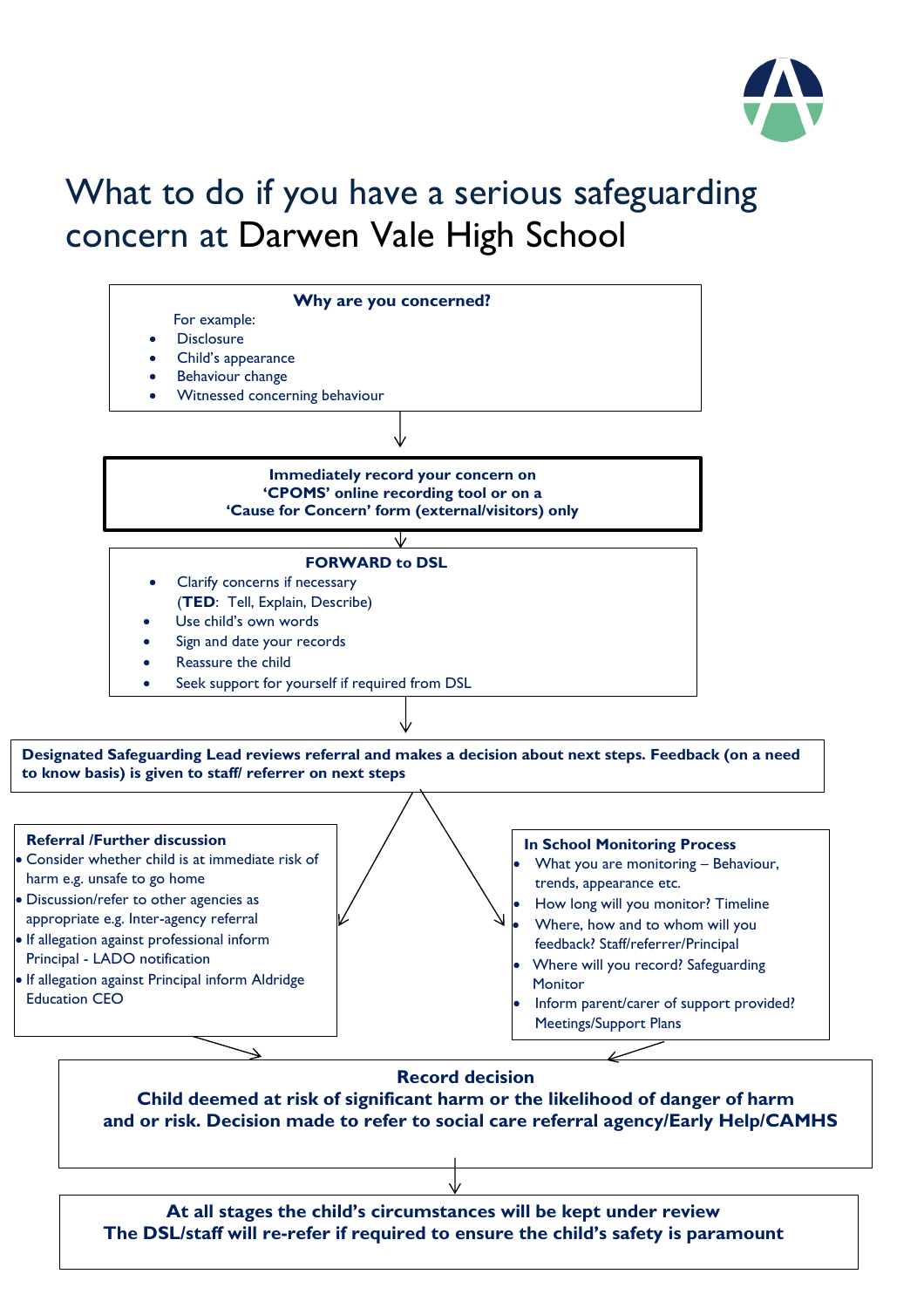# What to do if you have a serious safeguarding concern at Darwen Vale High School

**Why are you concerned?**

For example:

- Disclosure
- Child's appearance
- Behaviour change
- Witnessed concerning behaviour

**Immediately record your concern on 'CPOMS' online recording tool or on a 'Cause for Concern' form (external/visitors) only**

**FORWARD to DSL**

- Clarify concerns if necessary (**TED**: Tell, Explain, Describe)
- Use child's own words
- Sign and date your records
- Reassure the child
- Seek support for yourself if required from DSL

**Designated Safeguarding Lead reviews referral and makes a decision about next steps. Feedback (on a need to know basis) is given to staff/ referrer on next steps**

**Referral /Further discussion**

- Consider whether child is at immediate risk of harm e.g. unsafe to go home
- Discussion/refer to other agencies as appropriate e.g. Inter-agency referral
- If allegation against professional inform Principal - LADO notification
- If allegation against Principal inform Aldridge Education CEO

**In School Monitoring Process**

- What you are monitoring – Behaviour, trends, appearance etc.
- How long will you monitor? Timeline
- Where, how and to whom will you feedback? Staff/referrer/Principal
- Where will you record? Safeguarding Monitor
- Inform parent/carer of support provided? Meetings/Support Plans

**Record decision**
**Child deemed at risk of significant harm or the likelihood of danger of harm and or risk. Decision made to refer to social care referral agency/Early Help/CAMHS**

**At all stages the child's circumstances will be kept under review**
**The DSL/staff will re-refer if required to ensure the child's safety is paramount**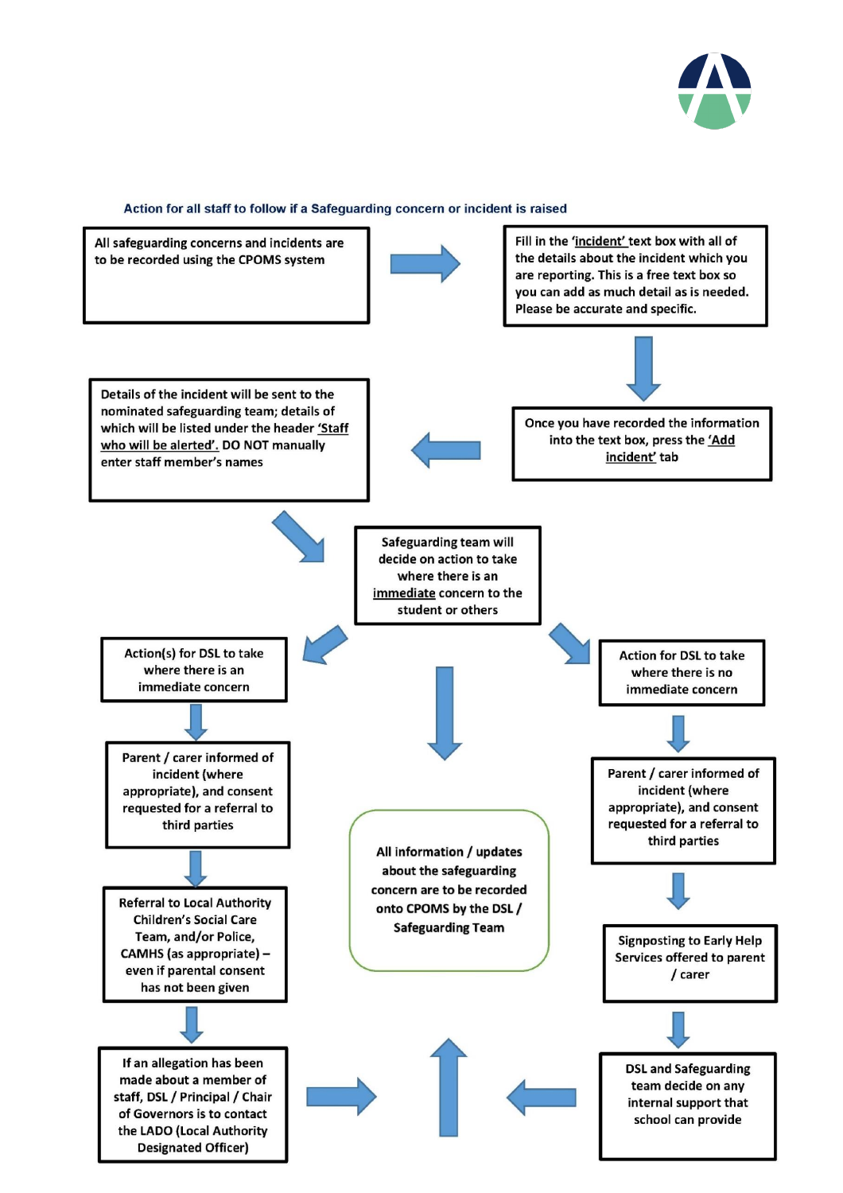### Action for all staff to follow if a Safeguarding concern or incident is raised

1. All safeguarding concerns and incidents are to be recorded using the CPOMS system
2. Fill in the '<u>incident'</u> text box with all of the details about the incident which you are reporting. This is a free text box so you can add as much detail as is needed. Please be accurate and specific.
3. Once you have recorded the information into the text box, press the <u>'Add incident'</u> tab
4. Details of the incident will be sent to the nominated safeguarding team; details of which will be listed under the header <u>'Staff who will be alerted'.</u> DO NOT manually enter staff member's names
5. Safeguarding team will decide on action to take where there is an <u>immediate</u> concern to the student or others

**Action(s) for DSL to take where there is an immediate concern**

- Parent / carer informed of incident (where appropriate), and consent requested for a referral to third parties
- Referral to Local Authority Children's Social Care Team, and/or Police, CAMHS (as appropriate) – even if parental consent has not been given
- If an allegation has been made about a member of staff, DSL / Principal / Chair of Governors is to contact the LADO (Local Authority Designated Officer)

**Action for DSL to take where there is no immediate concern**

- Parent / carer informed of incident (where appropriate), and consent requested for a referral to third parties
- Signposting to Early Help Services offered to parent / carer
- DSL and Safeguarding team decide on any internal support that school can provide

All information / updates about the safeguarding concern are to be recorded onto CPOMS by the DSL / Safeguarding Team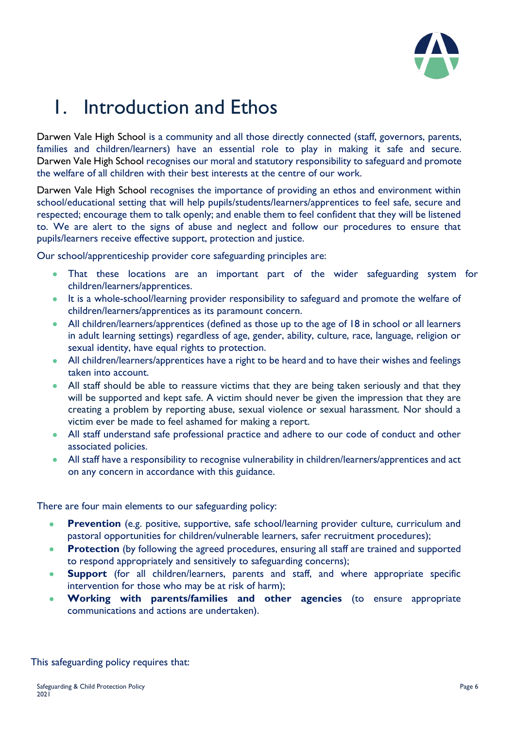# 1. Introduction and Ethos

Darwen Vale High School is a community and all those directly connected (staff, governors, parents, families and children/learners) have an essential role to play in making it safe and secure. Darwen Vale High School recognises our moral and statutory responsibility to safeguard and promote the welfare of all children with their best interests at the centre of our work.

Darwen Vale High School recognises the importance of providing an ethos and environment within school/educational setting that will help pupils/students/learners/apprentices to feel safe, secure and respected; encourage them to talk openly; and enable them to feel confident that they will be listened to. We are alert to the signs of abuse and neglect and follow our procedures to ensure that pupils/learners receive effective support, protection and justice.

Our school/apprenticeship provider core safeguarding principles are:

- That these locations are an important part of the wider safeguarding system for children/learners/apprentices.
- It is a whole-school/learning provider responsibility to safeguard and promote the welfare of children/learners/apprentices as its paramount concern.
- All children/learners/apprentices (defined as those up to the age of 18 in school or all learners in adult learning settings) regardless of age, gender, ability, culture, race, language, religion or sexual identity, have equal rights to protection.
- All children/learners/apprentices have a right to be heard and to have their wishes and feelings taken into account.
- All staff should be able to reassure victims that they are being taken seriously and that they will be supported and kept safe. A victim should never be given the impression that they are creating a problem by reporting abuse, sexual violence or sexual harassment. Nor should a victim ever be made to feel ashamed for making a report.
- All staff understand safe professional practice and adhere to our code of conduct and other associated policies.
- All staff have a responsibility to recognise vulnerability in children/learners/apprentices and act on any concern in accordance with this guidance.

There are four main elements to our safeguarding policy:

- **Prevention** (e.g. positive, supportive, safe school/learning provider culture, curriculum and pastoral opportunities for children/vulnerable learners, safer recruitment procedures);
- **Protection** (by following the agreed procedures, ensuring all staff are trained and supported to respond appropriately and sensitively to safeguarding concerns);
- **Support** (for all children/learners, parents and staff, and where appropriate specific intervention for those who may be at risk of harm);
- **Working with parents/families and other agencies** (to ensure appropriate communications and actions are undertaken).

This safeguarding policy requires that: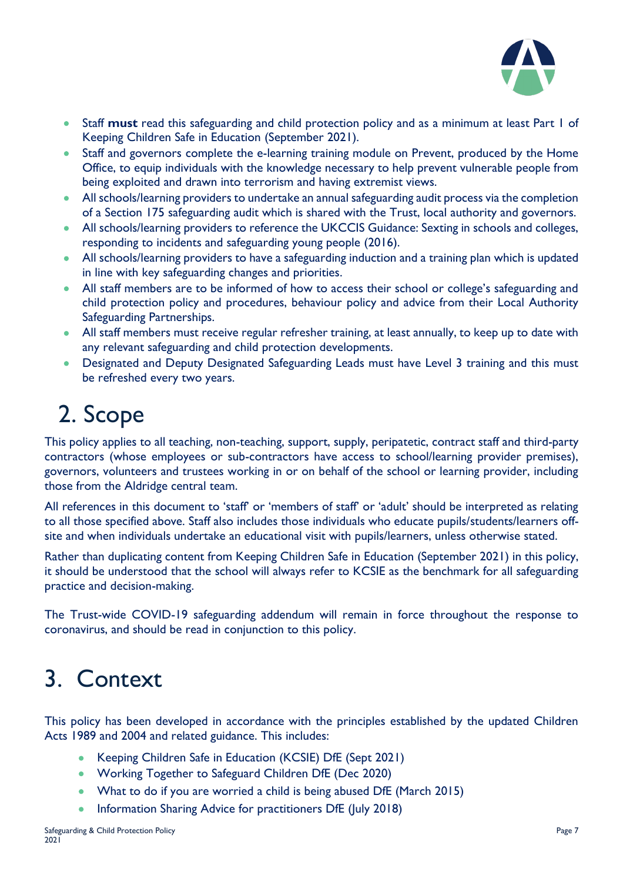- Staff **must** read this safeguarding and child protection policy and as a minimum at least Part 1 of Keeping Children Safe in Education (September 2021).
- Staff and governors complete the e-learning training module on Prevent, produced by the Home Office, to equip individuals with the knowledge necessary to help prevent vulnerable people from being exploited and drawn into terrorism and having extremist views.
- All schools/learning providers to undertake an annual safeguarding audit process via the completion of a Section 175 safeguarding audit which is shared with the Trust, local authority and governors.
- All schools/learning providers to reference the UKCCIS Guidance: Sexting in schools and colleges, responding to incidents and safeguarding young people (2016).
- All schools/learning providers to have a safeguarding induction and a training plan which is updated in line with key safeguarding changes and priorities.
- All staff members are to be informed of how to access their school or college's safeguarding and child protection policy and procedures, behaviour policy and advice from their Local Authority Safeguarding Partnerships.
- All staff members must receive regular refresher training, at least annually, to keep up to date with any relevant safeguarding and child protection developments.
- Designated and Deputy Designated Safeguarding Leads must have Level 3 training and this must be refreshed every two years.

# 2. Scope

This policy applies to all teaching, non-teaching, support, supply, peripatetic, contract staff and third-party contractors (whose employees or sub-contractors have access to school/learning provider premises), governors, volunteers and trustees working in or on behalf of the school or learning provider, including those from the Aldridge central team.

All references in this document to 'staff' or 'members of staff' or 'adult' should be interpreted as relating to all those specified above. Staff also includes those individuals who educate pupils/students/learners off-site and when individuals undertake an educational visit with pupils/learners, unless otherwise stated.

Rather than duplicating content from Keeping Children Safe in Education (September 2021) in this policy, it should be understood that the school will always refer to KCSIE as the benchmark for all safeguarding practice and decision-making.

The Trust-wide COVID-19 safeguarding addendum will remain in force throughout the response to coronavirus, and should be read in conjunction to this policy.

# 3. Context

This policy has been developed in accordance with the principles established by the updated Children Acts 1989 and 2004 and related guidance. This includes:

- Keeping Children Safe in Education (KCSIE) DfE (Sept 2021)
- Working Together to Safeguard Children DfE (Dec 2020)
- What to do if you are worried a child is being abused DfE (March 2015)
- Information Sharing Advice for practitioners DfE (July 2018)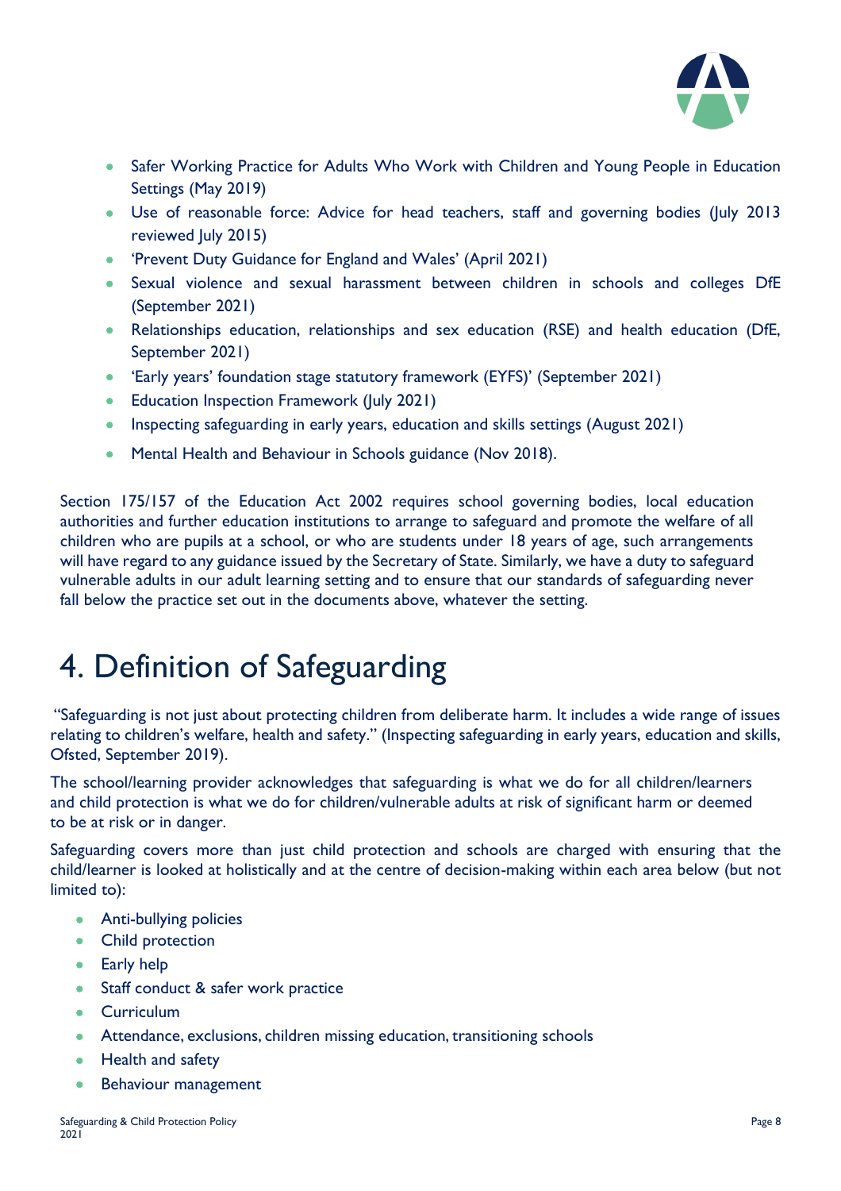- Safer Working Practice for Adults Who Work with Children and Young People in Education Settings (May 2019)
- Use of reasonable force: Advice for head teachers, staff and governing bodies (July 2013 reviewed July 2015)
- 'Prevent Duty Guidance for England and Wales' (April 2021)
- Sexual violence and sexual harassment between children in schools and colleges DfE (September 2021)
- Relationships education, relationships and sex education (RSE) and health education (DfE, September 2021)
- 'Early years' foundation stage statutory framework (EYFS)' (September 2021)
- Education Inspection Framework (July 2021)
- Inspecting safeguarding in early years, education and skills settings (August 2021)
- Mental Health and Behaviour in Schools guidance (Nov 2018).

Section 175/157 of the Education Act 2002 requires school governing bodies, local education authorities and further education institutions to arrange to safeguard and promote the welfare of all children who are pupils at a school, or who are students under 18 years of age, such arrangements will have regard to any guidance issued by the Secretary of State. Similarly, we have a duty to safeguard vulnerable adults in our adult learning setting and to ensure that our standards of safeguarding never fall below the practice set out in the documents above, whatever the setting.

# 4. Definition of Safeguarding

"Safeguarding is not just about protecting children from deliberate harm. It includes a wide range of issues relating to children's welfare, health and safety." (Inspecting safeguarding in early years, education and skills, Ofsted, September 2019).

The school/learning provider acknowledges that safeguarding is what we do for all children/learners and child protection is what we do for children/vulnerable adults at risk of significant harm or deemed to be at risk or in danger.

Safeguarding covers more than just child protection and schools are charged with ensuring that the child/learner is looked at holistically and at the centre of decision-making within each area below (but not limited to):

- Anti-bullying policies
- Child protection
- Early help
- Staff conduct & safer work practice
- Curriculum
- Attendance, exclusions, children missing education, transitioning schools
- Health and safety
- Behaviour management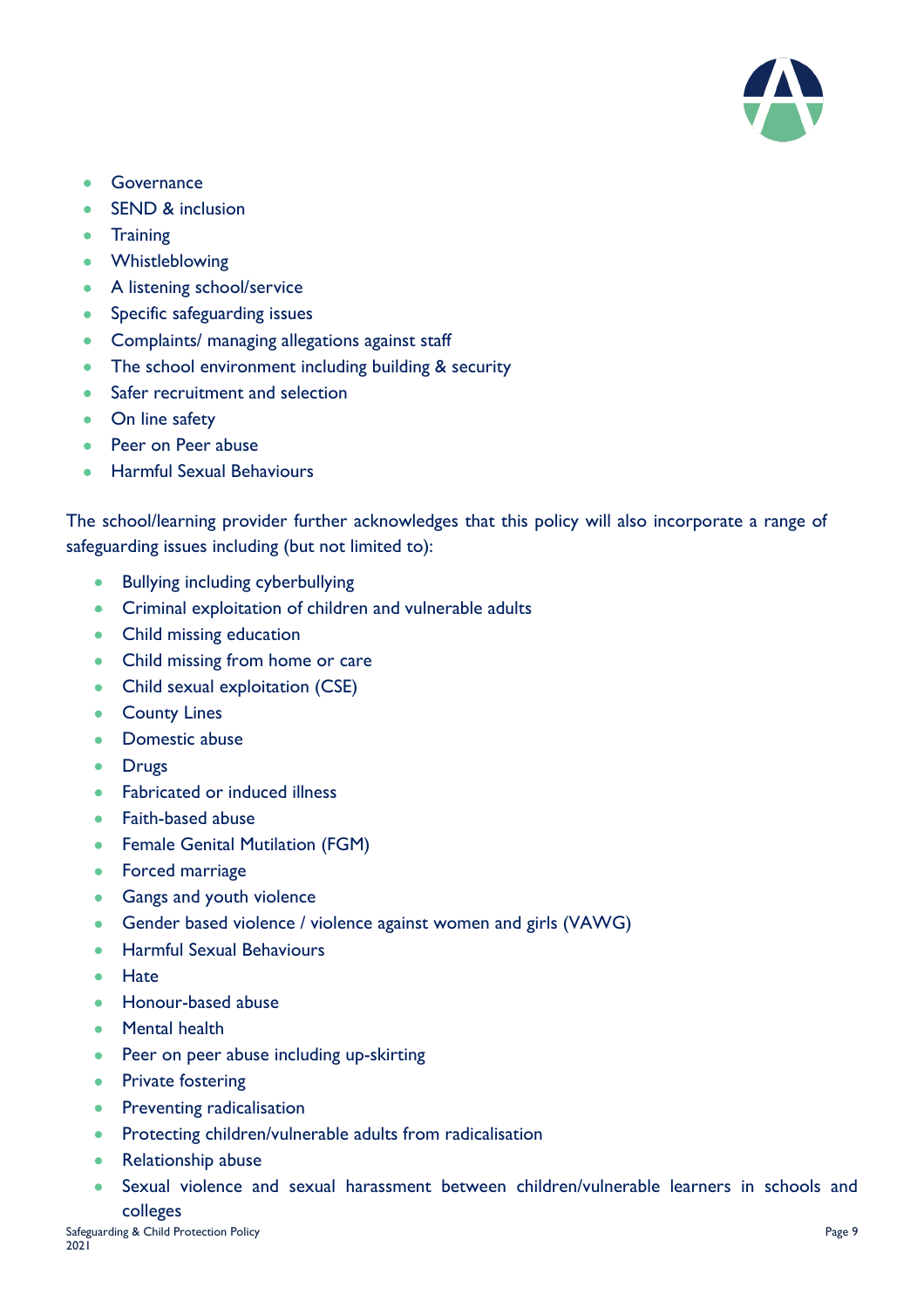- Governance
- SEND & inclusion
- Training
- Whistleblowing
- A listening school/service
- Specific safeguarding issues
- Complaints/ managing allegations against staff
- The school environment including building & security
- Safer recruitment and selection
- On line safety
- Peer on Peer abuse
- Harmful Sexual Behaviours

The school/learning provider further acknowledges that this policy will also incorporate a range of safeguarding issues including (but not limited to):

- Bullying including cyberbullying
- Criminal exploitation of children and vulnerable adults
- Child missing education
- Child missing from home or care
- Child sexual exploitation (CSE)
- County Lines
- Domestic abuse
- Drugs
- Fabricated or induced illness
- Faith-based abuse
- Female Genital Mutilation (FGM)
- Forced marriage
- Gangs and youth violence
- Gender based violence / violence against women and girls (VAWG)
- Harmful Sexual Behaviours
- Hate
- Honour-based abuse
- Mental health
- Peer on peer abuse including up-skirting
- Private fostering
- Preventing radicalisation
- Protecting children/vulnerable adults from radicalisation
- Relationship abuse
- Sexual violence and sexual harassment between children/vulnerable learners in schools and colleges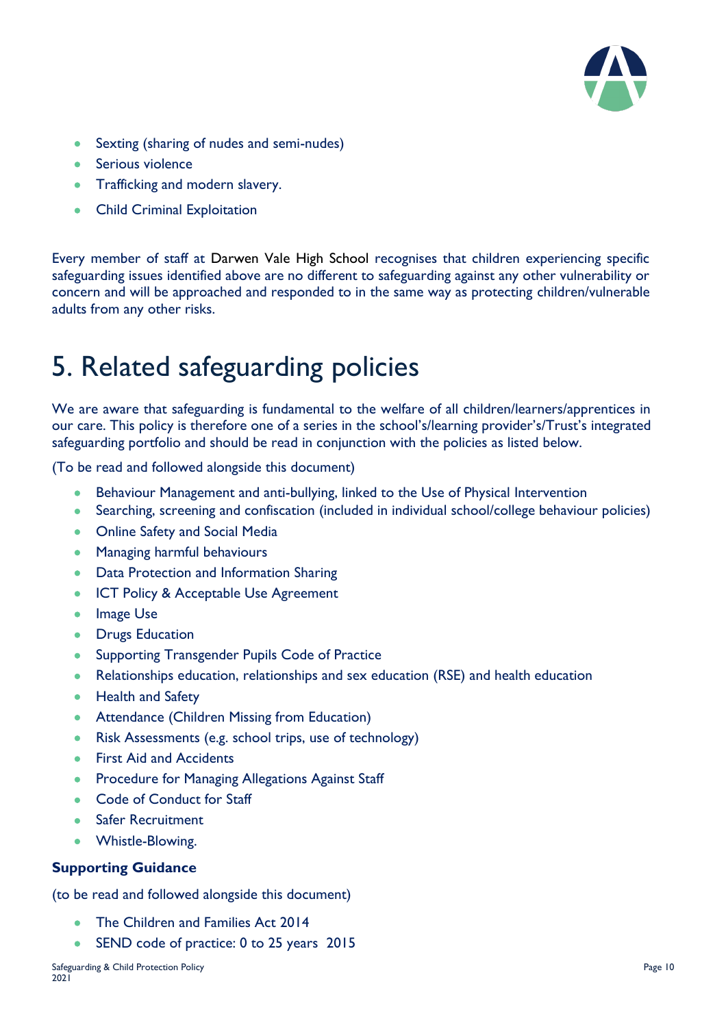- Sexting (sharing of nudes and semi-nudes)
- Serious violence
- Trafficking and modern slavery.
- Child Criminal Exploitation

Every member of staff at Darwen Vale High School recognises that children experiencing specific safeguarding issues identified above are no different to safeguarding against any other vulnerability or concern and will be approached and responded to in the same way as protecting children/vulnerable adults from any other risks.

# 5. Related safeguarding policies

We are aware that safeguarding is fundamental to the welfare of all children/learners/apprentices in our care. This policy is therefore one of a series in the school's/learning provider's/Trust's integrated safeguarding portfolio and should be read in conjunction with the policies as listed below.

(To be read and followed alongside this document)

- Behaviour Management and anti-bullying, linked to the Use of Physical Intervention
- Searching, screening and confiscation (included in individual school/college behaviour policies)
- Online Safety and Social Media
- Managing harmful behaviours
- Data Protection and Information Sharing
- ICT Policy & Acceptable Use Agreement
- Image Use
- Drugs Education
- Supporting Transgender Pupils Code of Practice
- Relationships education, relationships and sex education (RSE) and health education
- Health and Safety
- Attendance (Children Missing from Education)
- Risk Assessments (e.g. school trips, use of technology)
- First Aid and Accidents
- Procedure for Managing Allegations Against Staff
- Code of Conduct for Staff
- Safer Recruitment
- Whistle-Blowing.

**Supporting Guidance**

(to be read and followed alongside this document)

- The Children and Families Act 2014
- SEND code of practice: 0 to 25 years 2015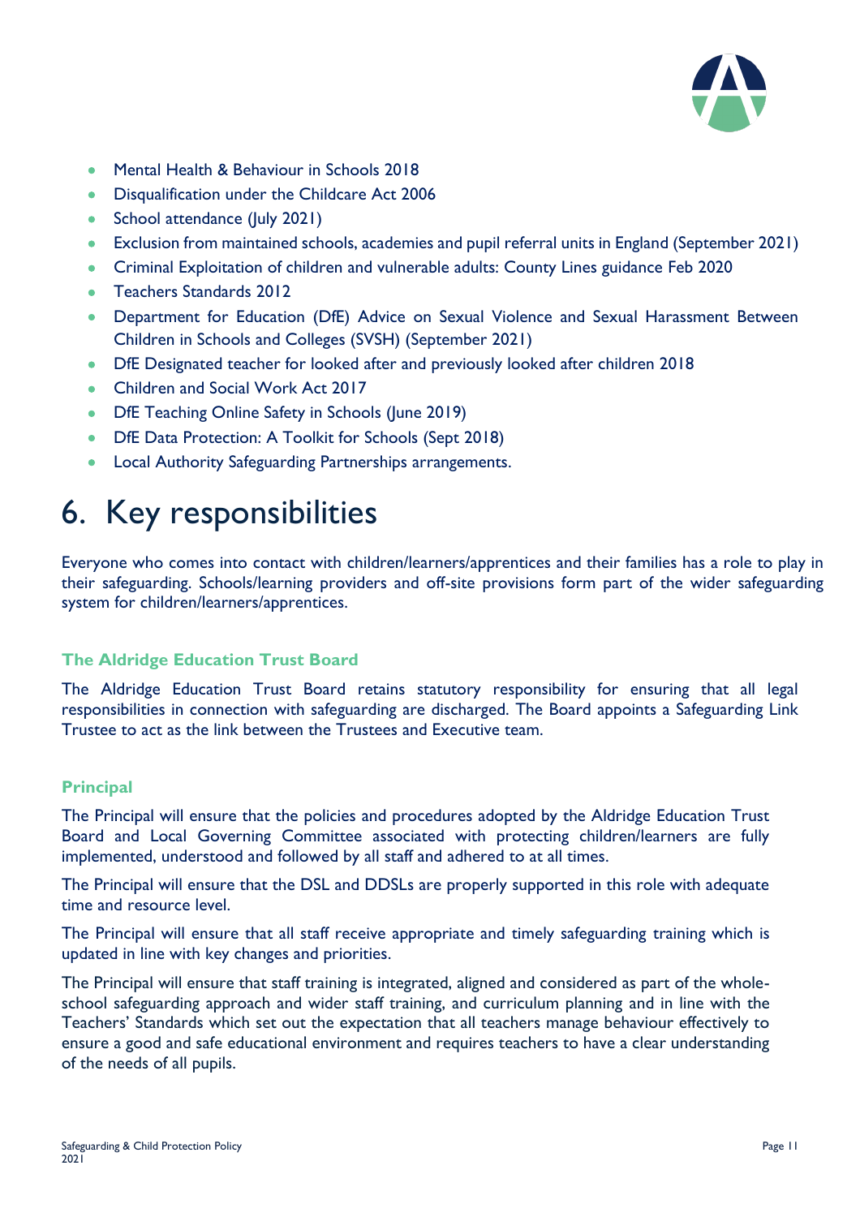- Mental Health & Behaviour in Schools 2018
- Disqualification under the Childcare Act 2006
- School attendance (July 2021)
- Exclusion from maintained schools, academies and pupil referral units in England (September 2021)
- Criminal Exploitation of children and vulnerable adults: County Lines guidance Feb 2020
- Teachers Standards 2012
- Department for Education (DfE) Advice on Sexual Violence and Sexual Harassment Between Children in Schools and Colleges (SVSH) (September 2021)
- DfE Designated teacher for looked after and previously looked after children 2018
- Children and Social Work Act 2017
- DfE Teaching Online Safety in Schools (June 2019)
- DfE Data Protection: A Toolkit for Schools (Sept 2018)
- Local Authority Safeguarding Partnerships arrangements.

# 6. Key responsibilities

Everyone who comes into contact with children/learners/apprentices and their families has a role to play in their safeguarding. Schools/learning providers and off-site provisions form part of the wider safeguarding system for children/learners/apprentices.

### The Aldridge Education Trust Board

The Aldridge Education Trust Board retains statutory responsibility for ensuring that all legal responsibilities in connection with safeguarding are discharged. The Board appoints a Safeguarding Link Trustee to act as the link between the Trustees and Executive team.

### Principal

The Principal will ensure that the policies and procedures adopted by the Aldridge Education Trust Board and Local Governing Committee associated with protecting children/learners are fully implemented, understood and followed by all staff and adhered to at all times.

The Principal will ensure that the DSL and DDSLs are properly supported in this role with adequate time and resource level.

The Principal will ensure that all staff receive appropriate and timely safeguarding training which is updated in line with key changes and priorities.

The Principal will ensure that staff training is integrated, aligned and considered as part of the whole-school safeguarding approach and wider staff training, and curriculum planning and in line with the Teachers' Standards which set out the expectation that all teachers manage behaviour effectively to ensure a good and safe educational environment and requires teachers to have a clear understanding of the needs of all pupils.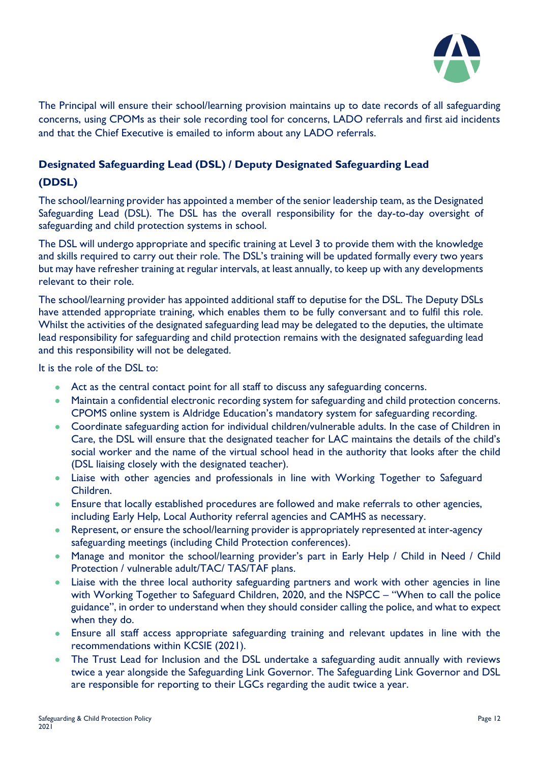The Principal will ensure their school/learning provision maintains up to date records of all safeguarding concerns, using CPOMs as their sole recording tool for concerns, LADO referrals and first aid incidents and that the Chief Executive is emailed to inform about any LADO referrals.

## Designated Safeguarding Lead (DSL) / Deputy Designated Safeguarding Lead (DDSL)

The school/learning provider has appointed a member of the senior leadership team, as the Designated Safeguarding Lead (DSL). The DSL has the overall responsibility for the day-to-day oversight of safeguarding and child protection systems in school.

The DSL will undergo appropriate and specific training at Level 3 to provide them with the knowledge and skills required to carry out their role. The DSL's training will be updated formally every two years but may have refresher training at regular intervals, at least annually, to keep up with any developments relevant to their role.

The school/learning provider has appointed additional staff to deputise for the DSL. The Deputy DSLs have attended appropriate training, which enables them to be fully conversant and to fulfil this role. Whilst the activities of the designated safeguarding lead may be delegated to the deputies, the ultimate lead responsibility for safeguarding and child protection remains with the designated safeguarding lead and this responsibility will not be delegated.

It is the role of the DSL to:

- Act as the central contact point for all staff to discuss any safeguarding concerns.
- Maintain a confidential electronic recording system for safeguarding and child protection concerns. CPOMS online system is Aldridge Education's mandatory system for safeguarding recording.
- Coordinate safeguarding action for individual children/vulnerable adults. In the case of Children in Care, the DSL will ensure that the designated teacher for LAC maintains the details of the child's social worker and the name of the virtual school head in the authority that looks after the child (DSL liaising closely with the designated teacher).
- Liaise with other agencies and professionals in line with Working Together to Safeguard Children.
- Ensure that locally established procedures are followed and make referrals to other agencies, including Early Help, Local Authority referral agencies and CAMHS as necessary.
- Represent, or ensure the school/learning provider is appropriately represented at inter-agency safeguarding meetings (including Child Protection conferences).
- Manage and monitor the school/learning provider's part in Early Help / Child in Need / Child Protection / vulnerable adult/TAC/ TAS/TAF plans.
- Liaise with the three local authority safeguarding partners and work with other agencies in line with Working Together to Safeguard Children, 2020, and the NSPCC – "When to call the police guidance", in order to understand when they should consider calling the police, and what to expect when they do.
- Ensure all staff access appropriate safeguarding training and relevant updates in line with the recommendations within KCSIE (2021).
- The Trust Lead for Inclusion and the DSL undertake a safeguarding audit annually with reviews twice a year alongside the Safeguarding Link Governor. The Safeguarding Link Governor and DSL are responsible for reporting to their LGCs regarding the audit twice a year.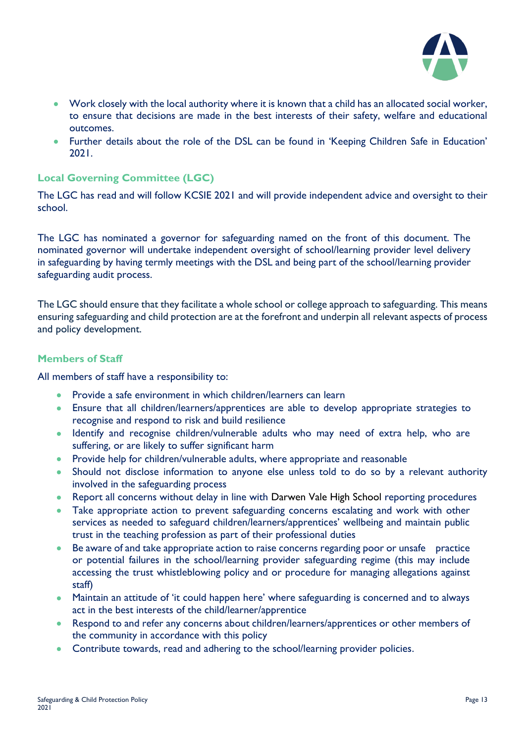- Work closely with the local authority where it is known that a child has an allocated social worker, to ensure that decisions are made in the best interests of their safety, welfare and educational outcomes.
- Further details about the role of the DSL can be found in 'Keeping Children Safe in Education' 2021.

### Local Governing Committee (LGC)

The LGC has read and will follow KCSIE 2021 and will provide independent advice and oversight to their school.

The LGC has nominated a governor for safeguarding named on the front of this document. The nominated governor will undertake independent oversight of school/learning provider level delivery in safeguarding by having termly meetings with the DSL and being part of the school/learning provider safeguarding audit process.

The LGC should ensure that they facilitate a whole school or college approach to safeguarding. This means ensuring safeguarding and child protection are at the forefront and underpin all relevant aspects of process and policy development.

### Members of Staff

All members of staff have a responsibility to:

- Provide a safe environment in which children/learners can learn
- Ensure that all children/learners/apprentices are able to develop appropriate strategies to recognise and respond to risk and build resilience
- Identify and recognise children/vulnerable adults who may need of extra help, who are suffering, or are likely to suffer significant harm
- Provide help for children/vulnerable adults, where appropriate and reasonable
- Should not disclose information to anyone else unless told to do so by a relevant authority involved in the safeguarding process
- Report all concerns without delay in line with Darwen Vale High School reporting procedures
- Take appropriate action to prevent safeguarding concerns escalating and work with other services as needed to safeguard children/learners/apprentices' wellbeing and maintain public trust in the teaching profession as part of their professional duties
- Be aware of and take appropriate action to raise concerns regarding poor or unsafe practice or potential failures in the school/learning provider safeguarding regime (this may include accessing the trust whistleblowing policy and or procedure for managing allegations against staff)
- Maintain an attitude of 'it could happen here' where safeguarding is concerned and to always act in the best interests of the child/learner/apprentice
- Respond to and refer any concerns about children/learners/apprentices or other members of the community in accordance with this policy
- Contribute towards, read and adhering to the school/learning provider policies.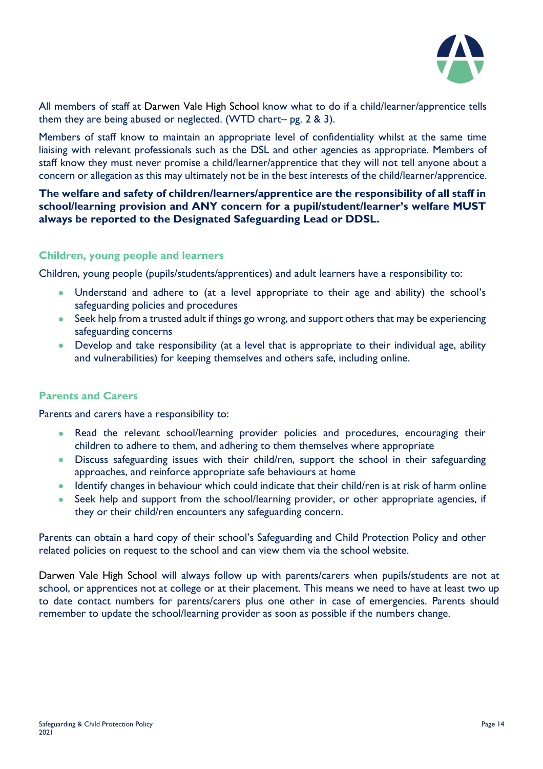All members of staff at Darwen Vale High School know what to do if a child/learner/apprentice tells them they are being abused or neglected. (WTD chart– pg. 2 & 3).

Members of staff know to maintain an appropriate level of confidentiality whilst at the same time liaising with relevant professionals such as the DSL and other agencies as appropriate. Members of staff know they must never promise a child/learner/apprentice that they will not tell anyone about a concern or allegation as this may ultimately not be in the best interests of the child/learner/apprentice.

**The welfare and safety of children/learners/apprentice are the responsibility of all staff in school/learning provision and ANY concern for a pupil/student/learner's welfare MUST always be reported to the Designated Safeguarding Lead or DDSL.**

### Children, young people and learners

Children, young people (pupils/students/apprentices) and adult learners have a responsibility to:

- Understand and adhere to (at a level appropriate to their age and ability) the school's safeguarding policies and procedures
- Seek help from a trusted adult if things go wrong, and support others that may be experiencing safeguarding concerns
- Develop and take responsibility (at a level that is appropriate to their individual age, ability and vulnerabilities) for keeping themselves and others safe, including online.

### Parents and Carers

Parents and carers have a responsibility to:

- Read the relevant school/learning provider policies and procedures, encouraging their children to adhere to them, and adhering to them themselves where appropriate
- Discuss safeguarding issues with their child/ren, support the school in their safeguarding approaches, and reinforce appropriate safe behaviours at home
- Identify changes in behaviour which could indicate that their child/ren is at risk of harm online
- Seek help and support from the school/learning provider, or other appropriate agencies, if they or their child/ren encounters any safeguarding concern.

Parents can obtain a hard copy of their school's Safeguarding and Child Protection Policy and other related policies on request to the school and can view them via the school website.

Darwen Vale High School will always follow up with parents/carers when pupils/students are not at school, or apprentices not at college or at their placement. This means we need to have at least two up to date contact numbers for parents/carers plus one other in case of emergencies. Parents should remember to update the school/learning provider as soon as possible if the numbers change.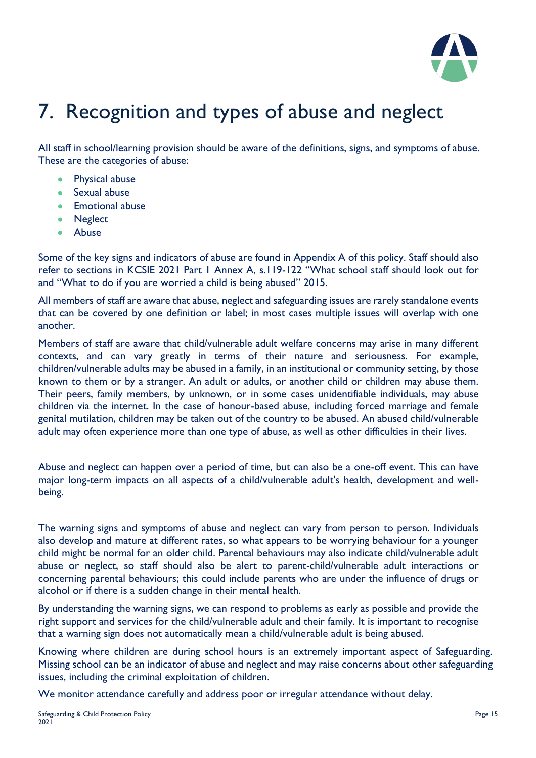# 7. Recognition and types of abuse and neglect

All staff in school/learning provision should be aware of the definitions, signs, and symptoms of abuse. These are the categories of abuse:

- Physical abuse
- Sexual abuse
- Emotional abuse
- Neglect
- Abuse

Some of the key signs and indicators of abuse are found in Appendix A of this policy. Staff should also refer to sections in KCSIE 2021 Part 1 Annex A, s.119-122 "What school staff should look out for and "What to do if you are worried a child is being abused" 2015.

All members of staff are aware that abuse, neglect and safeguarding issues are rarely standalone events that can be covered by one definition or label; in most cases multiple issues will overlap with one another.

Members of staff are aware that child/vulnerable adult welfare concerns may arise in many different contexts, and can vary greatly in terms of their nature and seriousness. For example, children/vulnerable adults may be abused in a family, in an institutional or community setting, by those known to them or by a stranger. An adult or adults, or another child or children may abuse them. Their peers, family members, by unknown, or in some cases unidentifiable individuals, may abuse children via the internet. In the case of honour-based abuse, including forced marriage and female genital mutilation, children may be taken out of the country to be abused. An abused child/vulnerable adult may often experience more than one type of abuse, as well as other difficulties in their lives.

Abuse and neglect can happen over a period of time, but can also be a one-off event. This can have major long-term impacts on all aspects of a child/vulnerable adult's health, development and well-being.

The warning signs and symptoms of abuse and neglect can vary from person to person. Individuals also develop and mature at different rates, so what appears to be worrying behaviour for a younger child might be normal for an older child. Parental behaviours may also indicate child/vulnerable adult abuse or neglect, so staff should also be alert to parent-child/vulnerable adult interactions or concerning parental behaviours; this could include parents who are under the influence of drugs or alcohol or if there is a sudden change in their mental health.

By understanding the warning signs, we can respond to problems as early as possible and provide the right support and services for the child/vulnerable adult and their family. It is important to recognise that a warning sign does not automatically mean a child/vulnerable adult is being abused.

Knowing where children are during school hours is an extremely important aspect of Safeguarding. Missing school can be an indicator of abuse and neglect and may raise concerns about other safeguarding issues, including the criminal exploitation of children.

We monitor attendance carefully and address poor or irregular attendance without delay.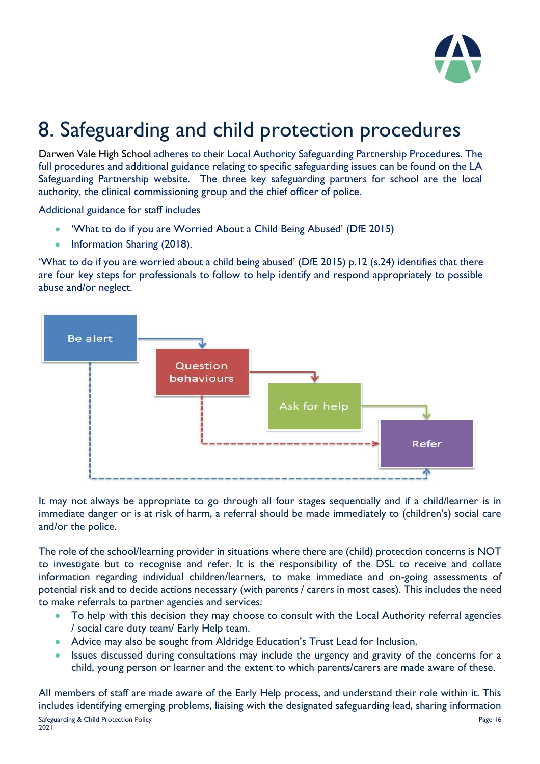# 8. Safeguarding and child protection procedures

Darwen Vale High School adheres to their Local Authority Safeguarding Partnership Procedures. The full procedures and additional guidance relating to specific safeguarding issues can be found on the LA Safeguarding Partnership website. The three key safeguarding partners for school are the local authority, the clinical commissioning group and the chief officer of police.

Additional guidance for staff includes

- 'What to do if you are Worried About a Child Being Abused' (DfE 2015)
- Information Sharing (2018).

'What to do if you are worried about a child being abused' (DfE 2015) p.12 (s.24) identifies that there are four key steps for professionals to follow to help identify and respond appropriately to possible abuse and/or neglect.

Be alert → Question behaviours → Ask for help → Refer

It may not always be appropriate to go through all four stages sequentially and if a child/learner is in immediate danger or is at risk of harm, a referral should be made immediately to (children's) social care and/or the police.

The role of the school/learning provider in situations where there are (child) protection concerns is NOT to investigate but to recognise and refer. It is the responsibility of the DSL to receive and collate information regarding individual children/learners, to make immediate and on-going assessments of potential risk and to decide actions necessary (with parents / carers in most cases). This includes the need to make referrals to partner agencies and services:

- To help with this decision they may choose to consult with the Local Authority referral agencies / social care duty team/ Early Help team.
- Advice may also be sought from Aldridge Education's Trust Lead for Inclusion.
- Issues discussed during consultations may include the urgency and gravity of the concerns for a child, young person or learner and the extent to which parents/carers are made aware of these.

All members of staff are made aware of the Early Help process, and understand their role within it. This includes identifying emerging problems, liaising with the designated safeguarding lead, sharing information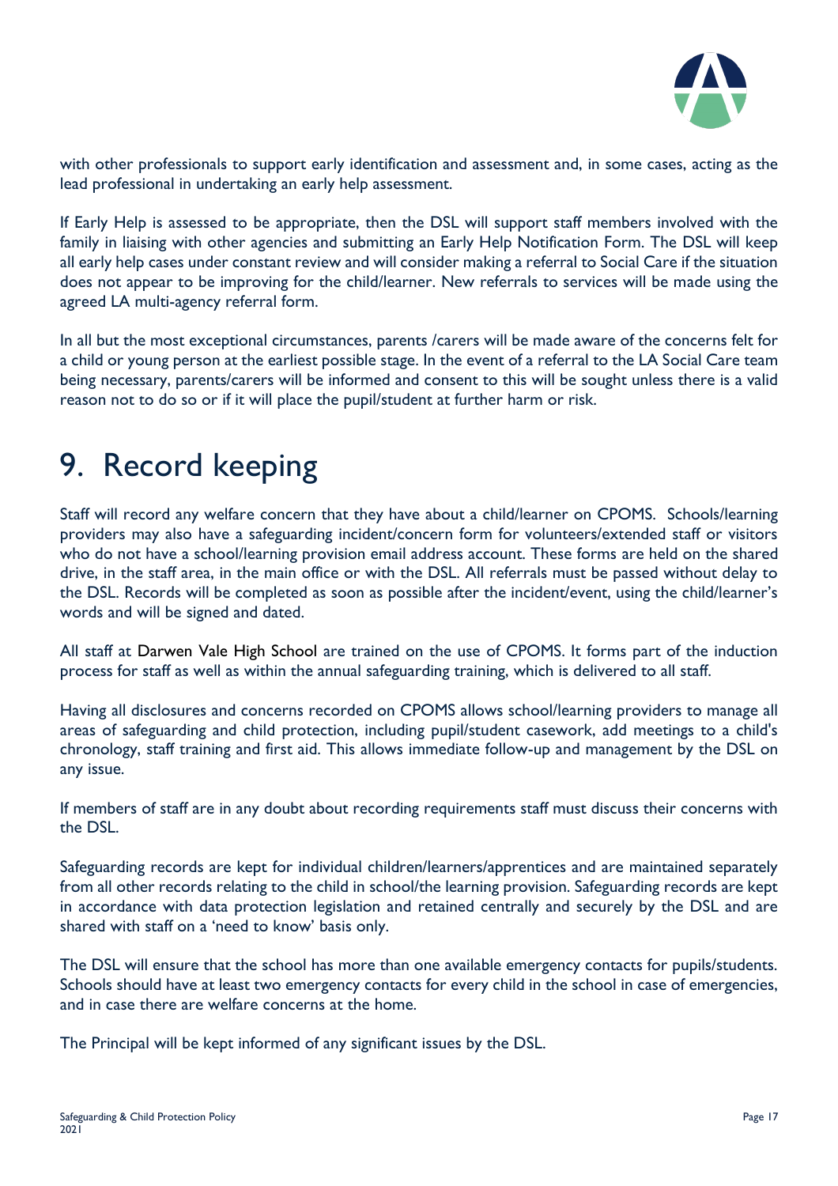with other professionals to support early identification and assessment and, in some cases, acting as the lead professional in undertaking an early help assessment.

If Early Help is assessed to be appropriate, then the DSL will support staff members involved with the family in liaising with other agencies and submitting an Early Help Notification Form. The DSL will keep all early help cases under constant review and will consider making a referral to Social Care if the situation does not appear to be improving for the child/learner. New referrals to services will be made using the agreed LA multi-agency referral form.

In all but the most exceptional circumstances, parents /carers will be made aware of the concerns felt for a child or young person at the earliest possible stage. In the event of a referral to the LA Social Care team being necessary, parents/carers will be informed and consent to this will be sought unless there is a valid reason not to do so or if it will place the pupil/student at further harm or risk.

# 9. Record keeping

Staff will record any welfare concern that they have about a child/learner on CPOMS. Schools/learning providers may also have a safeguarding incident/concern form for volunteers/extended staff or visitors who do not have a school/learning provision email address account. These forms are held on the shared drive, in the staff area, in the main office or with the DSL. All referrals must be passed without delay to the DSL. Records will be completed as soon as possible after the incident/event, using the child/learner's words and will be signed and dated.

All staff at Darwen Vale High School are trained on the use of CPOMS. It forms part of the induction process for staff as well as within the annual safeguarding training, which is delivered to all staff.

Having all disclosures and concerns recorded on CPOMS allows school/learning providers to manage all areas of safeguarding and child protection, including pupil/student casework, add meetings to a child's chronology, staff training and first aid. This allows immediate follow-up and management by the DSL on any issue.

If members of staff are in any doubt about recording requirements staff must discuss their concerns with the DSL.

Safeguarding records are kept for individual children/learners/apprentices and are maintained separately from all other records relating to the child in school/the learning provision. Safeguarding records are kept in accordance with data protection legislation and retained centrally and securely by the DSL and are shared with staff on a 'need to know' basis only.

The DSL will ensure that the school has more than one available emergency contacts for pupils/students. Schools should have at least two emergency contacts for every child in the school in case of emergencies, and in case there are welfare concerns at the home.

The Principal will be kept informed of any significant issues by the DSL.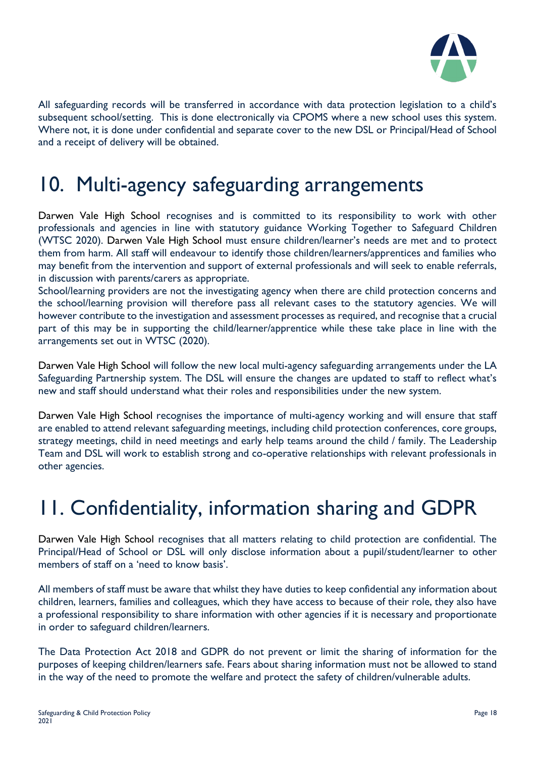All safeguarding records will be transferred in accordance with data protection legislation to a child's subsequent school/setting. This is done electronically via CPOMS where a new school uses this system. Where not, it is done under confidential and separate cover to the new DSL or Principal/Head of School and a receipt of delivery will be obtained.

# 10. Multi-agency safeguarding arrangements

Darwen Vale High School recognises and is committed to its responsibility to work with other professionals and agencies in line with statutory guidance Working Together to Safeguard Children (WTSC 2020). Darwen Vale High School must ensure children/learner's needs are met and to protect them from harm. All staff will endeavour to identify those children/learners/apprentices and families who may benefit from the intervention and support of external professionals and will seek to enable referrals, in discussion with parents/carers as appropriate.

School/learning providers are not the investigating agency when there are child protection concerns and the school/learning provision will therefore pass all relevant cases to the statutory agencies. We will however contribute to the investigation and assessment processes as required, and recognise that a crucial part of this may be in supporting the child/learner/apprentice while these take place in line with the arrangements set out in WTSC (2020).

Darwen Vale High School will follow the new local multi-agency safeguarding arrangements under the LA Safeguarding Partnership system. The DSL will ensure the changes are updated to staff to reflect what's new and staff should understand what their roles and responsibilities under the new system.

Darwen Vale High School recognises the importance of multi-agency working and will ensure that staff are enabled to attend relevant safeguarding meetings, including child protection conferences, core groups, strategy meetings, child in need meetings and early help teams around the child / family. The Leadership Team and DSL will work to establish strong and co-operative relationships with relevant professionals in other agencies.

# 11. Confidentiality, information sharing and GDPR

Darwen Vale High School recognises that all matters relating to child protection are confidential. The Principal/Head of School or DSL will only disclose information about a pupil/student/learner to other members of staff on a 'need to know basis'.

All members of staff must be aware that whilst they have duties to keep confidential any information about children, learners, families and colleagues, which they have access to because of their role, they also have a professional responsibility to share information with other agencies if it is necessary and proportionate in order to safeguard children/learners.

The Data Protection Act 2018 and GDPR do not prevent or limit the sharing of information for the purposes of keeping children/learners safe. Fears about sharing information must not be allowed to stand in the way of the need to promote the welfare and protect the safety of children/vulnerable adults.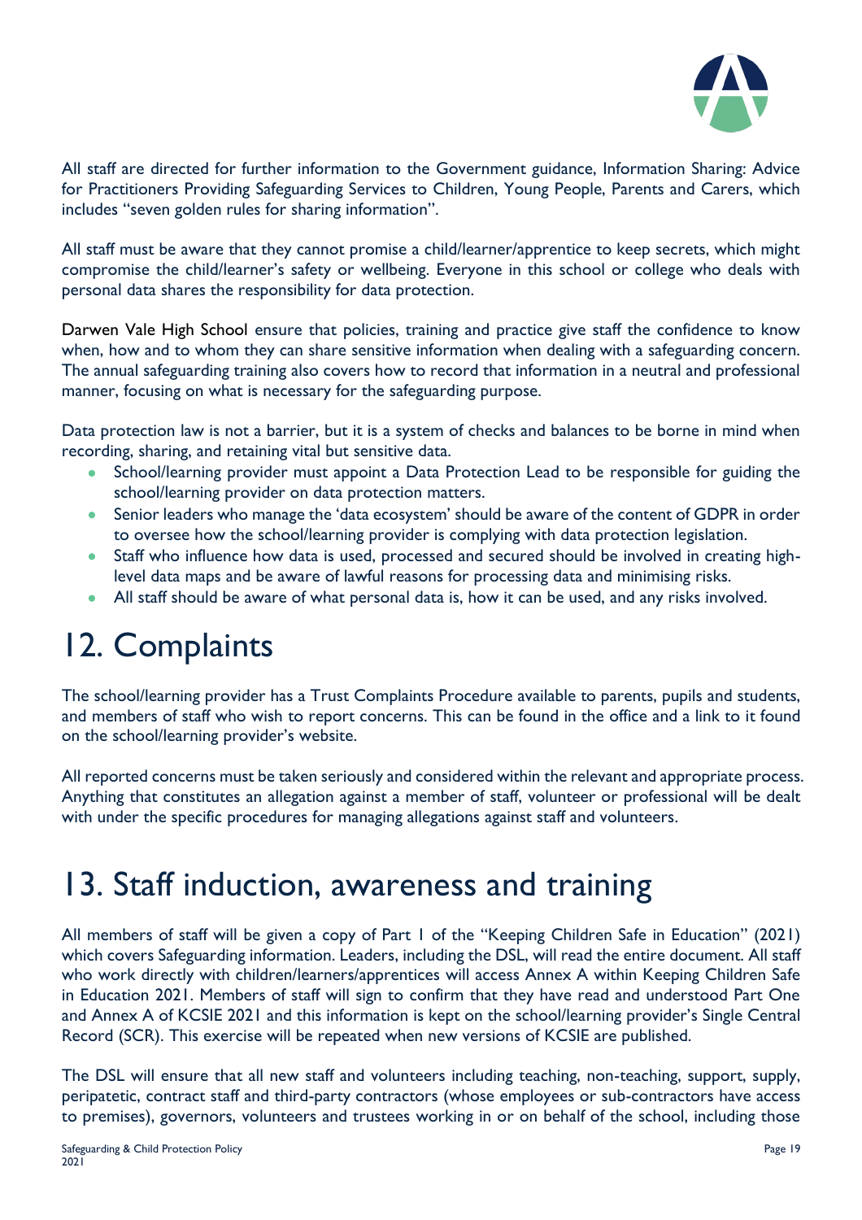All staff are directed for further information to the Government guidance, Information Sharing: Advice for Practitioners Providing Safeguarding Services to Children, Young People, Parents and Carers, which includes "seven golden rules for sharing information".

All staff must be aware that they cannot promise a child/learner/apprentice to keep secrets, which might compromise the child/learner's safety or wellbeing. Everyone in this school or college who deals with personal data shares the responsibility for data protection.

Darwen Vale High School ensure that policies, training and practice give staff the confidence to know when, how and to whom they can share sensitive information when dealing with a safeguarding concern. The annual safeguarding training also covers how to record that information in a neutral and professional manner, focusing on what is necessary for the safeguarding purpose.

Data protection law is not a barrier, but it is a system of checks and balances to be borne in mind when recording, sharing, and retaining vital but sensitive data.

- School/learning provider must appoint a Data Protection Lead to be responsible for guiding the school/learning provider on data protection matters.
- Senior leaders who manage the 'data ecosystem' should be aware of the content of GDPR in order to oversee how the school/learning provider is complying with data protection legislation.
- Staff who influence how data is used, processed and secured should be involved in creating high-level data maps and be aware of lawful reasons for processing data and minimising risks.
- All staff should be aware of what personal data is, how it can be used, and any risks involved.

# 12. Complaints

The school/learning provider has a Trust Complaints Procedure available to parents, pupils and students, and members of staff who wish to report concerns. This can be found in the office and a link to it found on the school/learning provider's website.

All reported concerns must be taken seriously and considered within the relevant and appropriate process. Anything that constitutes an allegation against a member of staff, volunteer or professional will be dealt with under the specific procedures for managing allegations against staff and volunteers.

# 13. Staff induction, awareness and training

All members of staff will be given a copy of Part 1 of the "Keeping Children Safe in Education" (2021) which covers Safeguarding information. Leaders, including the DSL, will read the entire document. All staff who work directly with children/learners/apprentices will access Annex A within Keeping Children Safe in Education 2021. Members of staff will sign to confirm that they have read and understood Part One and Annex A of KCSIE 2021 and this information is kept on the school/learning provider's Single Central Record (SCR). This exercise will be repeated when new versions of KCSIE are published.

The DSL will ensure that all new staff and volunteers including teaching, non-teaching, support, supply, peripatetic, contract staff and third-party contractors (whose employees or sub-contractors have access to premises), governors, volunteers and trustees working in or on behalf of the school, including those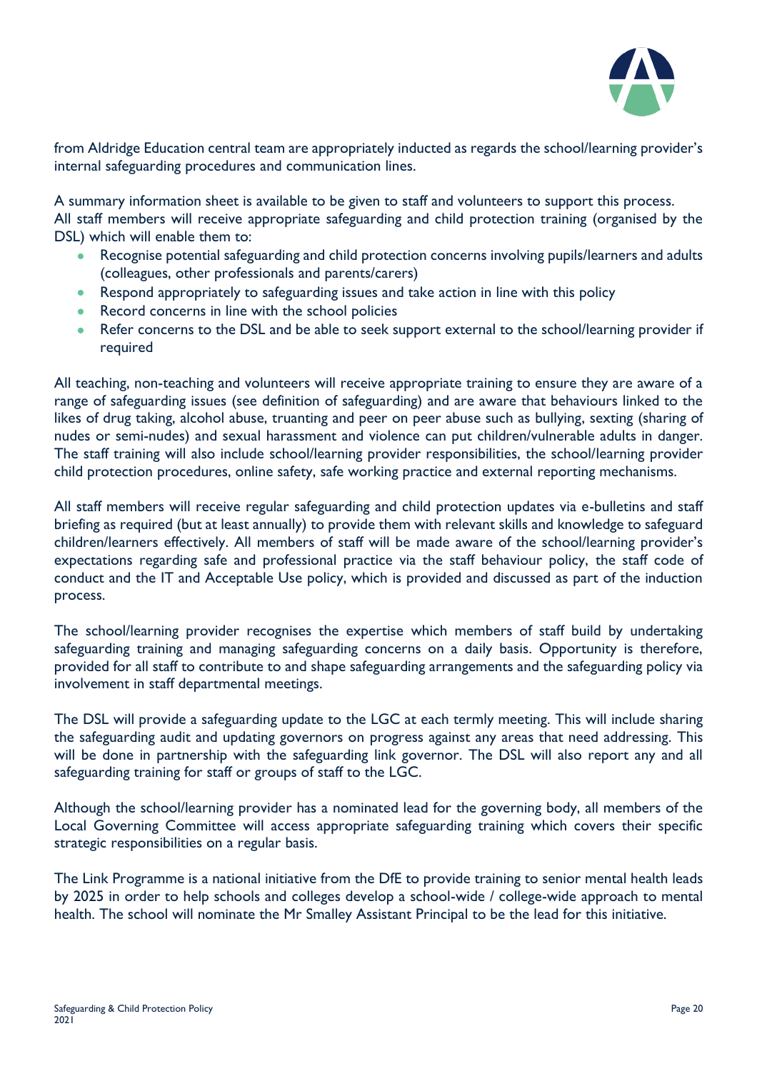from Aldridge Education central team are appropriately inducted as regards the school/learning provider's internal safeguarding procedures and communication lines.

A summary information sheet is available to be given to staff and volunteers to support this process.
All staff members will receive appropriate safeguarding and child protection training (organised by the DSL) which will enable them to:

- Recognise potential safeguarding and child protection concerns involving pupils/learners and adults (colleagues, other professionals and parents/carers)
- Respond appropriately to safeguarding issues and take action in line with this policy
- Record concerns in line with the school policies
- Refer concerns to the DSL and be able to seek support external to the school/learning provider if required

All teaching, non-teaching and volunteers will receive appropriate training to ensure they are aware of a range of safeguarding issues (see definition of safeguarding) and are aware that behaviours linked to the likes of drug taking, alcohol abuse, truanting and peer on peer abuse such as bullying, sexting (sharing of nudes or semi-nudes) and sexual harassment and violence can put children/vulnerable adults in danger. The staff training will also include school/learning provider responsibilities, the school/learning provider child protection procedures, online safety, safe working practice and external reporting mechanisms.

All staff members will receive regular safeguarding and child protection updates via e-bulletins and staff briefing as required (but at least annually) to provide them with relevant skills and knowledge to safeguard children/learners effectively. All members of staff will be made aware of the school/learning provider's expectations regarding safe and professional practice via the staff behaviour policy, the staff code of conduct and the IT and Acceptable Use policy, which is provided and discussed as part of the induction process.

The school/learning provider recognises the expertise which members of staff build by undertaking safeguarding training and managing safeguarding concerns on a daily basis. Opportunity is therefore, provided for all staff to contribute to and shape safeguarding arrangements and the safeguarding policy via involvement in staff departmental meetings.

The DSL will provide a safeguarding update to the LGC at each termly meeting. This will include sharing the safeguarding audit and updating governors on progress against any areas that need addressing. This will be done in partnership with the safeguarding link governor. The DSL will also report any and all safeguarding training for staff or groups of staff to the LGC.

Although the school/learning provider has a nominated lead for the governing body, all members of the Local Governing Committee will access appropriate safeguarding training which covers their specific strategic responsibilities on a regular basis.

The Link Programme is a national initiative from the DfE to provide training to senior mental health leads by 2025 in order to help schools and colleges develop a school-wide / college-wide approach to mental health. The school will nominate the Mr Smalley Assistant Principal to be the lead for this initiative.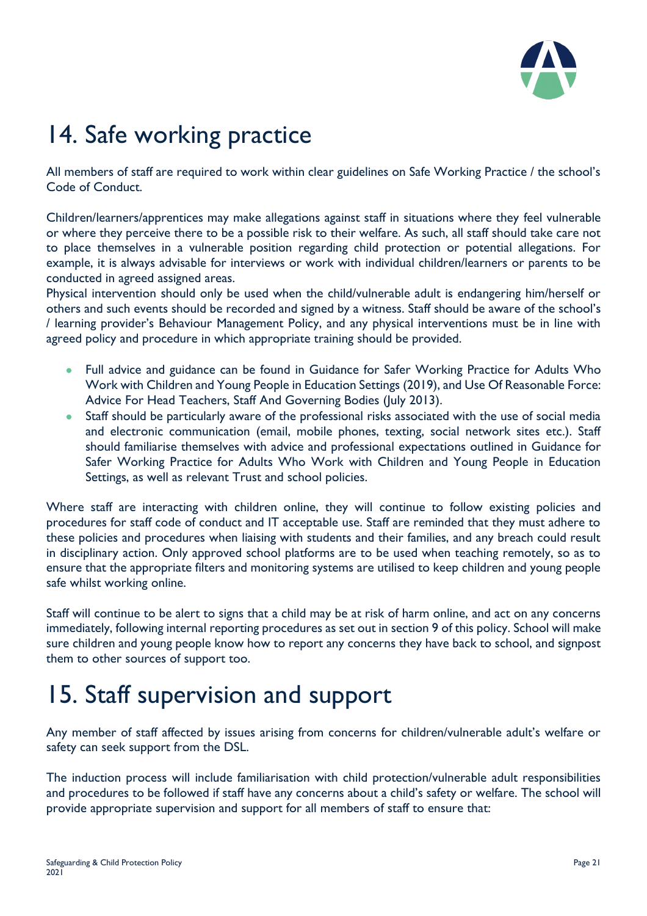# 14. Safe working practice

All members of staff are required to work within clear guidelines on Safe Working Practice / the school's Code of Conduct.

Children/learners/apprentices may make allegations against staff in situations where they feel vulnerable or where they perceive there to be a possible risk to their welfare. As such, all staff should take care not to place themselves in a vulnerable position regarding child protection or potential allegations. For example, it is always advisable for interviews or work with individual children/learners or parents to be conducted in agreed assigned areas.
Physical intervention should only be used when the child/vulnerable adult is endangering him/herself or others and such events should be recorded and signed by a witness. Staff should be aware of the school's / learning provider's Behaviour Management Policy, and any physical interventions must be in line with agreed policy and procedure in which appropriate training should be provided.

- Full advice and guidance can be found in Guidance for Safer Working Practice for Adults Who Work with Children and Young People in Education Settings (2019), and Use Of Reasonable Force: Advice For Head Teachers, Staff And Governing Bodies (July 2013).
- Staff should be particularly aware of the professional risks associated with the use of social media and electronic communication (email, mobile phones, texting, social network sites etc.). Staff should familiarise themselves with advice and professional expectations outlined in Guidance for Safer Working Practice for Adults Who Work with Children and Young People in Education Settings, as well as relevant Trust and school policies.

Where staff are interacting with children online, they will continue to follow existing policies and procedures for staff code of conduct and IT acceptable use. Staff are reminded that they must adhere to these policies and procedures when liaising with students and their families, and any breach could result in disciplinary action. Only approved school platforms are to be used when teaching remotely, so as to ensure that the appropriate filters and monitoring systems are utilised to keep children and young people safe whilst working online.

Staff will continue to be alert to signs that a child may be at risk of harm online, and act on any concerns immediately, following internal reporting procedures as set out in section 9 of this policy. School will make sure children and young people know how to report any concerns they have back to school, and signpost them to other sources of support too.

# 15. Staff supervision and support

Any member of staff affected by issues arising from concerns for children/vulnerable adult's welfare or safety can seek support from the DSL.

The induction process will include familiarisation with child protection/vulnerable adult responsibilities and procedures to be followed if staff have any concerns about a child's safety or welfare. The school will provide appropriate supervision and support for all members of staff to ensure that: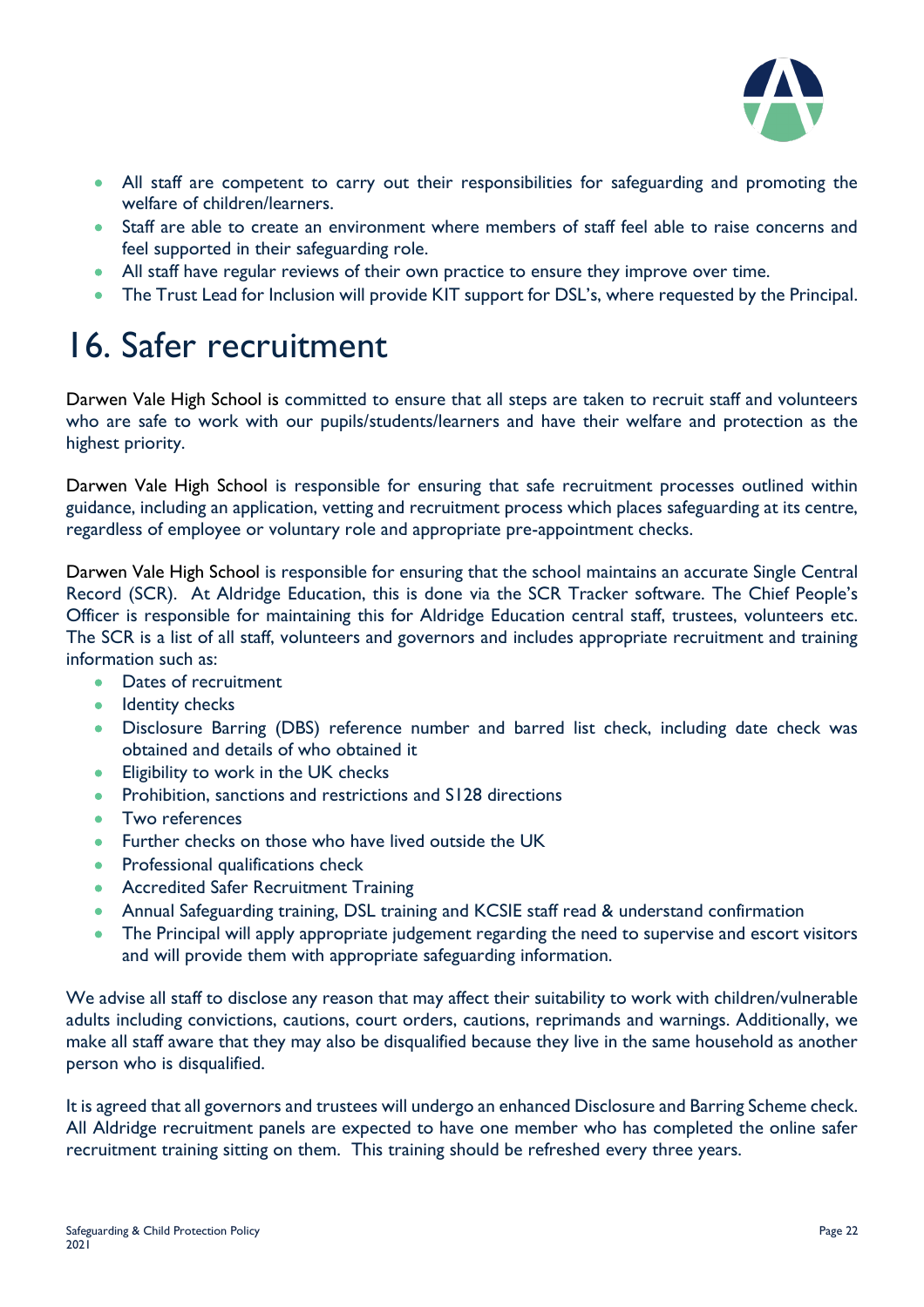- All staff are competent to carry out their responsibilities for safeguarding and promoting the welfare of children/learners.
- Staff are able to create an environment where members of staff feel able to raise concerns and feel supported in their safeguarding role.
- All staff have regular reviews of their own practice to ensure they improve over time.
- The Trust Lead for Inclusion will provide KIT support for DSL's, where requested by the Principal.

# 16. Safer recruitment

Darwen Vale High School is committed to ensure that all steps are taken to recruit staff and volunteers who are safe to work with our pupils/students/learners and have their welfare and protection as the highest priority.

Darwen Vale High School is responsible for ensuring that safe recruitment processes outlined within guidance, including an application, vetting and recruitment process which places safeguarding at its centre, regardless of employee or voluntary role and appropriate pre-appointment checks.

Darwen Vale High School is responsible for ensuring that the school maintains an accurate Single Central Record (SCR). At Aldridge Education, this is done via the SCR Tracker software. The Chief People's Officer is responsible for maintaining this for Aldridge Education central staff, trustees, volunteers etc. The SCR is a list of all staff, volunteers and governors and includes appropriate recruitment and training information such as:

- Dates of recruitment
- Identity checks
- Disclosure Barring (DBS) reference number and barred list check, including date check was obtained and details of who obtained it
- Eligibility to work in the UK checks
- Prohibition, sanctions and restrictions and S128 directions
- Two references
- Further checks on those who have lived outside the UK
- Professional qualifications check
- Accredited Safer Recruitment Training
- Annual Safeguarding training, DSL training and KCSIE staff read & understand confirmation
- The Principal will apply appropriate judgement regarding the need to supervise and escort visitors and will provide them with appropriate safeguarding information.

We advise all staff to disclose any reason that may affect their suitability to work with children/vulnerable adults including convictions, cautions, court orders, cautions, reprimands and warnings. Additionally, we make all staff aware that they may also be disqualified because they live in the same household as another person who is disqualified.

It is agreed that all governors and trustees will undergo an enhanced Disclosure and Barring Scheme check. All Aldridge recruitment panels are expected to have one member who has completed the online safer recruitment training sitting on them. This training should be refreshed every three years.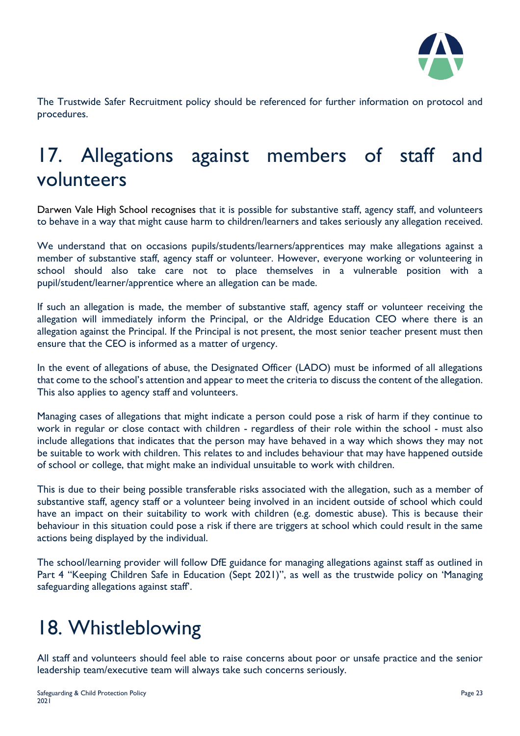The Trustwide Safer Recruitment policy should be referenced for further information on protocol and procedures.

# 17. Allegations against members of staff and volunteers

Darwen Vale High School recognises that it is possible for substantive staff, agency staff, and volunteers to behave in a way that might cause harm to children/learners and takes seriously any allegation received.

We understand that on occasions pupils/students/learners/apprentices may make allegations against a member of substantive staff, agency staff or volunteer. However, everyone working or volunteering in school should also take care not to place themselves in a vulnerable position with a pupil/student/learner/apprentice where an allegation can be made.

If such an allegation is made, the member of substantive staff, agency staff or volunteer receiving the allegation will immediately inform the Principal, or the Aldridge Education CEO where there is an allegation against the Principal. If the Principal is not present, the most senior teacher present must then ensure that the CEO is informed as a matter of urgency.

In the event of allegations of abuse, the Designated Officer (LADO) must be informed of all allegations that come to the school's attention and appear to meet the criteria to discuss the content of the allegation. This also applies to agency staff and volunteers.

Managing cases of allegations that might indicate a person could pose a risk of harm if they continue to work in regular or close contact with children - regardless of their role within the school - must also include allegations that indicates that the person may have behaved in a way which shows they may not be suitable to work with children. This relates to and includes behaviour that may have happened outside of school or college, that might make an individual unsuitable to work with children.

This is due to their being possible transferable risks associated with the allegation, such as a member of substantive staff, agency staff or a volunteer being involved in an incident outside of school which could have an impact on their suitability to work with children (e.g. domestic abuse). This is because their behaviour in this situation could pose a risk if there are triggers at school which could result in the same actions being displayed by the individual.

The school/learning provider will follow DfE guidance for managing allegations against staff as outlined in Part 4 "Keeping Children Safe in Education (Sept 2021)", as well as the trustwide policy on 'Managing safeguarding allegations against staff'.

# 18. Whistleblowing

All staff and volunteers should feel able to raise concerns about poor or unsafe practice and the senior leadership team/executive team will always take such concerns seriously.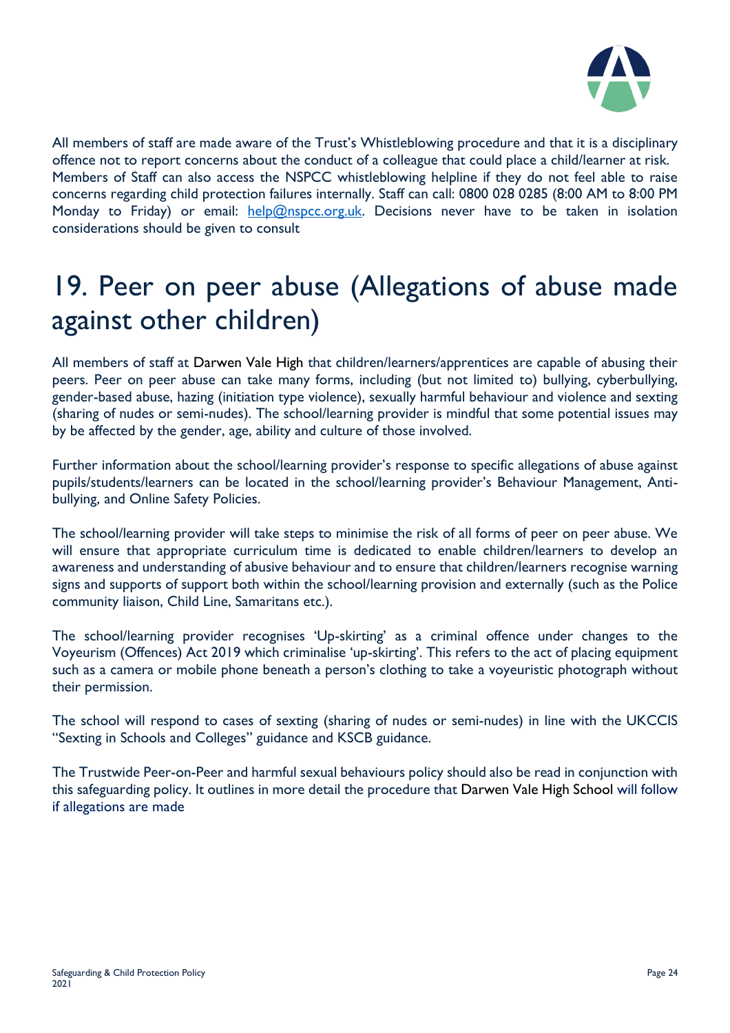All members of staff are made aware of the Trust's Whistleblowing procedure and that it is a disciplinary offence not to report concerns about the conduct of a colleague that could place a child/learner at risk. Members of Staff can also access the NSPCC whistleblowing helpline if they do not feel able to raise concerns regarding child protection failures internally. Staff can call: 0800 028 0285 (8:00 AM to 8:00 PM Monday to Friday) or email: help@nspcc.org.uk. Decisions never have to be taken in isolation considerations should be given to consult

# 19. Peer on peer abuse (Allegations of abuse made against other children)

All members of staff at Darwen Vale High that children/learners/apprentices are capable of abusing their peers. Peer on peer abuse can take many forms, including (but not limited to) bullying, cyberbullying, gender-based abuse, hazing (initiation type violence), sexually harmful behaviour and violence and sexting (sharing of nudes or semi-nudes). The school/learning provider is mindful that some potential issues may by be affected by the gender, age, ability and culture of those involved.

Further information about the school/learning provider's response to specific allegations of abuse against pupils/students/learners can be located in the school/learning provider's Behaviour Management, Anti-bullying, and Online Safety Policies.

The school/learning provider will take steps to minimise the risk of all forms of peer on peer abuse. We will ensure that appropriate curriculum time is dedicated to enable children/learners to develop an awareness and understanding of abusive behaviour and to ensure that children/learners recognise warning signs and supports of support both within the school/learning provision and externally (such as the Police community liaison, Child Line, Samaritans etc.).

The school/learning provider recognises 'Up-skirting' as a criminal offence under changes to the Voyeurism (Offences) Act 2019 which criminalise 'up-skirting'. This refers to the act of placing equipment such as a camera or mobile phone beneath a person's clothing to take a voyeuristic photograph without their permission.

The school will respond to cases of sexting (sharing of nudes or semi-nudes) in line with the UKCCIS "Sexting in Schools and Colleges" guidance and KSCB guidance.

The Trustwide Peer-on-Peer and harmful sexual behaviours policy should also be read in conjunction with this safeguarding policy. It outlines in more detail the procedure that Darwen Vale High School will follow if allegations are made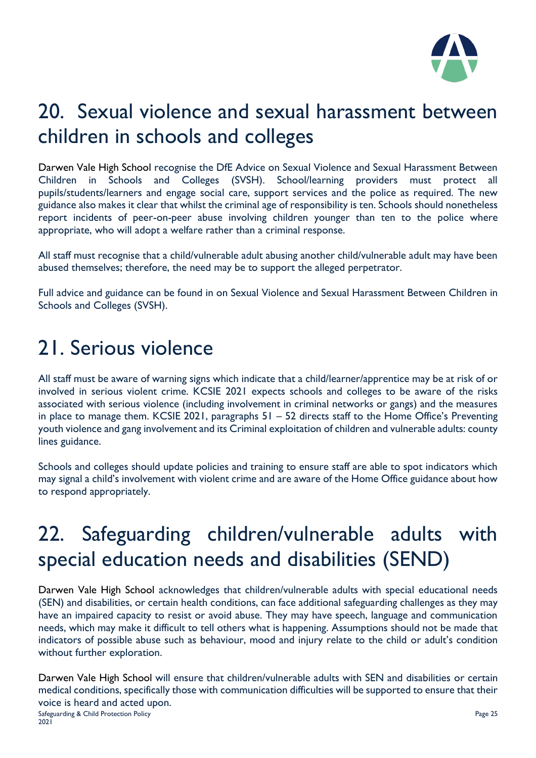# 20. Sexual violence and sexual harassment between children in schools and colleges

Darwen Vale High School recognise the DfE Advice on Sexual Violence and Sexual Harassment Between Children in Schools and Colleges (SVSH). School/learning providers must protect all pupils/students/learners and engage social care, support services and the police as required. The new guidance also makes it clear that whilst the criminal age of responsibility is ten. Schools should nonetheless report incidents of peer-on-peer abuse involving children younger than ten to the police where appropriate, who will adopt a welfare rather than a criminal response.

All staff must recognise that a child/vulnerable adult abusing another child/vulnerable adult may have been abused themselves; therefore, the need may be to support the alleged perpetrator.

Full advice and guidance can be found in on Sexual Violence and Sexual Harassment Between Children in Schools and Colleges (SVSH).

# 21. Serious violence

All staff must be aware of warning signs which indicate that a child/learner/apprentice may be at risk of or involved in serious violent crime. KCSIE 2021 expects schools and colleges to be aware of the risks associated with serious violence (including involvement in criminal networks or gangs) and the measures in place to manage them. KCSIE 2021, paragraphs 51 – 52 directs staff to the Home Office's Preventing youth violence and gang involvement and its Criminal exploitation of children and vulnerable adults: county lines guidance.

Schools and colleges should update policies and training to ensure staff are able to spot indicators which may signal a child's involvement with violent crime and are aware of the Home Office guidance about how to respond appropriately.

# 22. Safeguarding children/vulnerable adults with special education needs and disabilities (SEND)

Darwen Vale High School acknowledges that children/vulnerable adults with special educational needs (SEN) and disabilities, or certain health conditions, can face additional safeguarding challenges as they may have an impaired capacity to resist or avoid abuse. They may have speech, language and communication needs, which may make it difficult to tell others what is happening. Assumptions should not be made that indicators of possible abuse such as behaviour, mood and injury relate to the child or adult's condition without further exploration.

Darwen Vale High School will ensure that children/vulnerable adults with SEN and disabilities or certain medical conditions, specifically those with communication difficulties will be supported to ensure that their voice is heard and acted upon.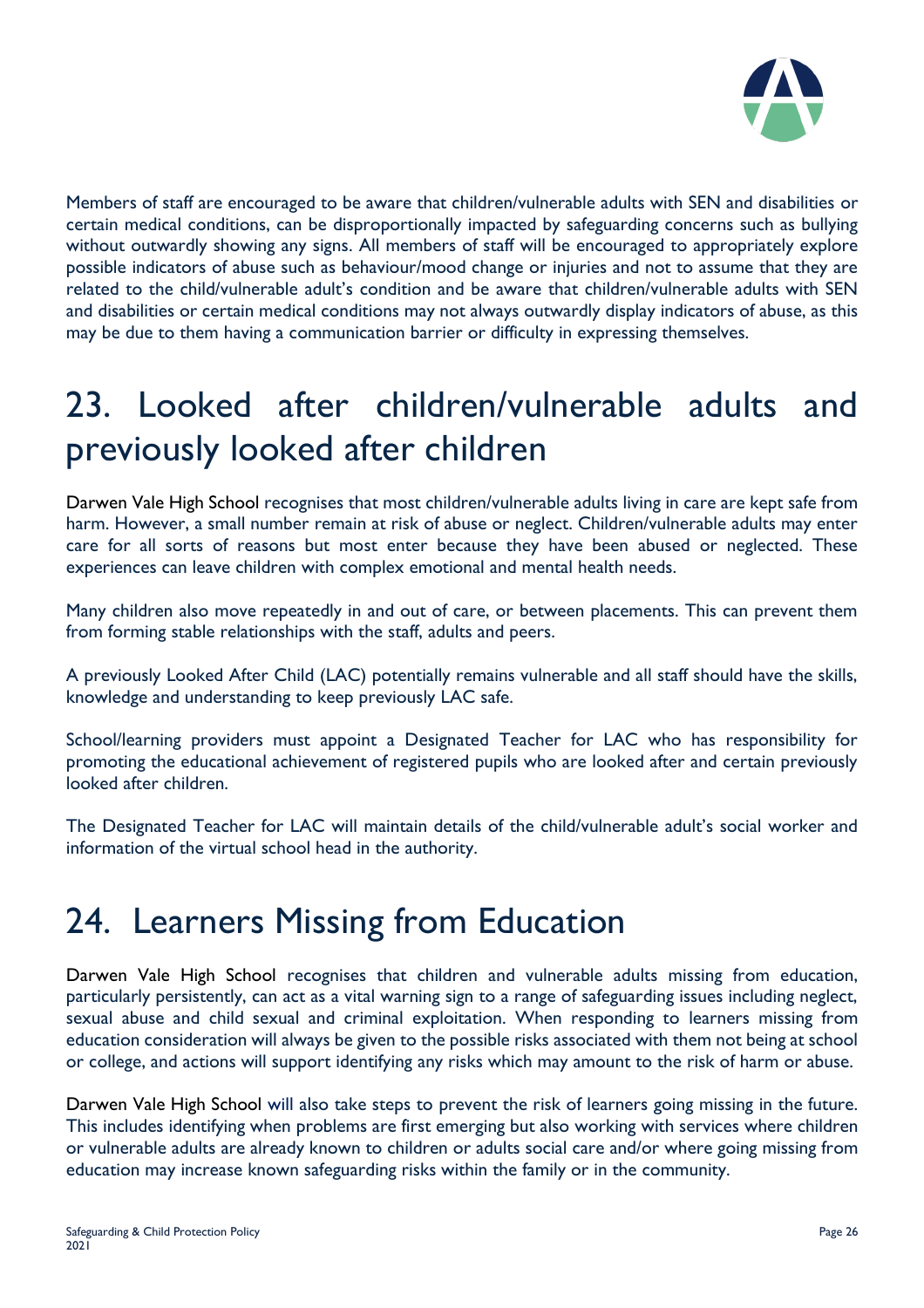Members of staff are encouraged to be aware that children/vulnerable adults with SEN and disabilities or certain medical conditions, can be disproportionally impacted by safeguarding concerns such as bullying without outwardly showing any signs. All members of staff will be encouraged to appropriately explore possible indicators of abuse such as behaviour/mood change or injuries and not to assume that they are related to the child/vulnerable adult's condition and be aware that children/vulnerable adults with SEN and disabilities or certain medical conditions may not always outwardly display indicators of abuse, as this may be due to them having a communication barrier or difficulty in expressing themselves.

# 23. Looked after children/vulnerable adults and previously looked after children

Darwen Vale High School recognises that most children/vulnerable adults living in care are kept safe from harm. However, a small number remain at risk of abuse or neglect. Children/vulnerable adults may enter care for all sorts of reasons but most enter because they have been abused or neglected. These experiences can leave children with complex emotional and mental health needs.

Many children also move repeatedly in and out of care, or between placements. This can prevent them from forming stable relationships with the staff, adults and peers.

A previously Looked After Child (LAC) potentially remains vulnerable and all staff should have the skills, knowledge and understanding to keep previously LAC safe.

School/learning providers must appoint a Designated Teacher for LAC who has responsibility for promoting the educational achievement of registered pupils who are looked after and certain previously looked after children.

The Designated Teacher for LAC will maintain details of the child/vulnerable adult's social worker and information of the virtual school head in the authority.

# 24. Learners Missing from Education

Darwen Vale High School recognises that children and vulnerable adults missing from education, particularly persistently, can act as a vital warning sign to a range of safeguarding issues including neglect, sexual abuse and child sexual and criminal exploitation. When responding to learners missing from education consideration will always be given to the possible risks associated with them not being at school or college, and actions will support identifying any risks which may amount to the risk of harm or abuse.

Darwen Vale High School will also take steps to prevent the risk of learners going missing in the future. This includes identifying when problems are first emerging but also working with services where children or vulnerable adults are already known to children or adults social care and/or where going missing from education may increase known safeguarding risks within the family or in the community.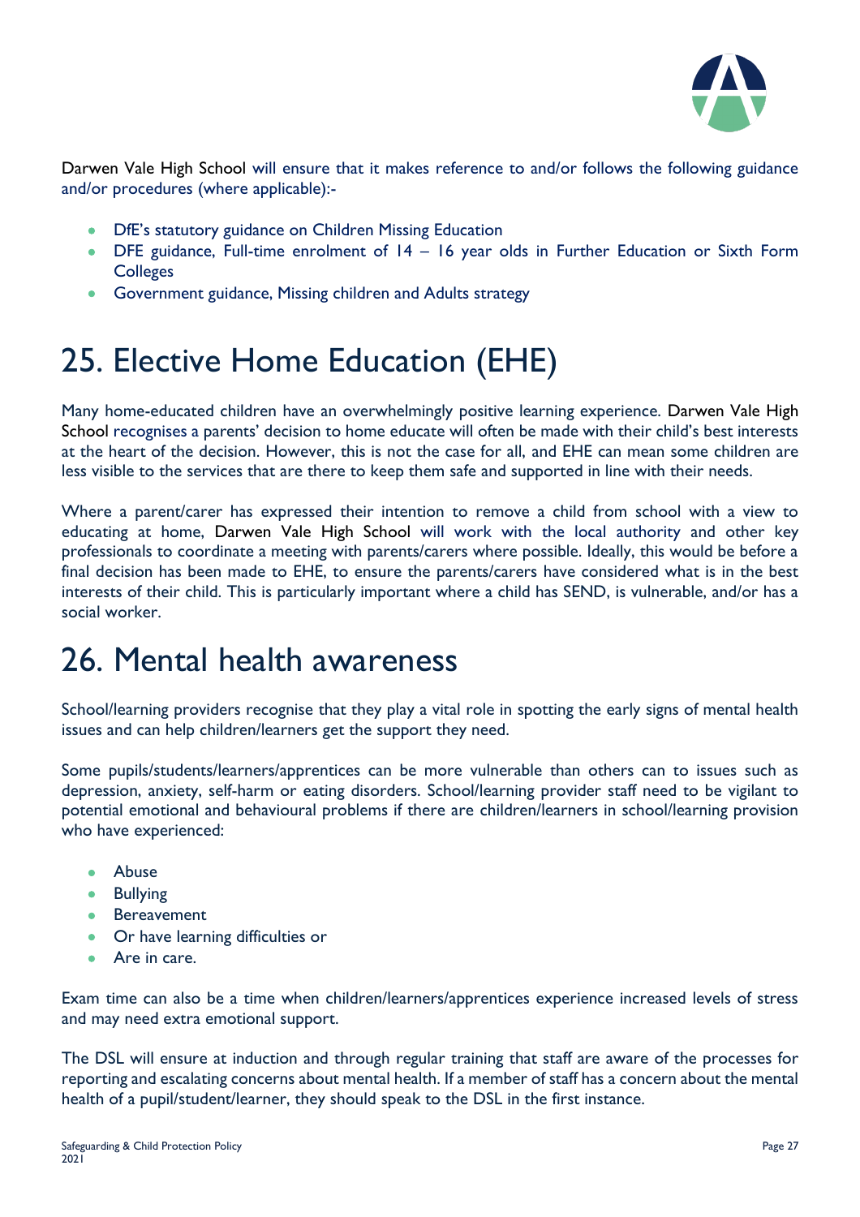Darwen Vale High School will ensure that it makes reference to and/or follows the following guidance and/or procedures (where applicable):-

- DfE's statutory guidance on Children Missing Education
- DFE guidance, Full-time enrolment of 14 – 16 year olds in Further Education or Sixth Form Colleges
- Government guidance, Missing children and Adults strategy

# 25. Elective Home Education (EHE)

Many home-educated children have an overwhelmingly positive learning experience. Darwen Vale High School recognises a parents' decision to home educate will often be made with their child's best interests at the heart of the decision. However, this is not the case for all, and EHE can mean some children are less visible to the services that are there to keep them safe and supported in line with their needs.

Where a parent/carer has expressed their intention to remove a child from school with a view to educating at home, Darwen Vale High School will work with the local authority and other key professionals to coordinate a meeting with parents/carers where possible. Ideally, this would be before a final decision has been made to EHE, to ensure the parents/carers have considered what is in the best interests of their child. This is particularly important where a child has SEND, is vulnerable, and/or has a social worker.

# 26. Mental health awareness

School/learning providers recognise that they play a vital role in spotting the early signs of mental health issues and can help children/learners get the support they need.

Some pupils/students/learners/apprentices can be more vulnerable than others can to issues such as depression, anxiety, self-harm or eating disorders. School/learning provider staff need to be vigilant to potential emotional and behavioural problems if there are children/learners in school/learning provision who have experienced:

- Abuse
- Bullying
- Bereavement
- Or have learning difficulties or
- Are in care.

Exam time can also be a time when children/learners/apprentices experience increased levels of stress and may need extra emotional support.

The DSL will ensure at induction and through regular training that staff are aware of the processes for reporting and escalating concerns about mental health. If a member of staff has a concern about the mental health of a pupil/student/learner, they should speak to the DSL in the first instance.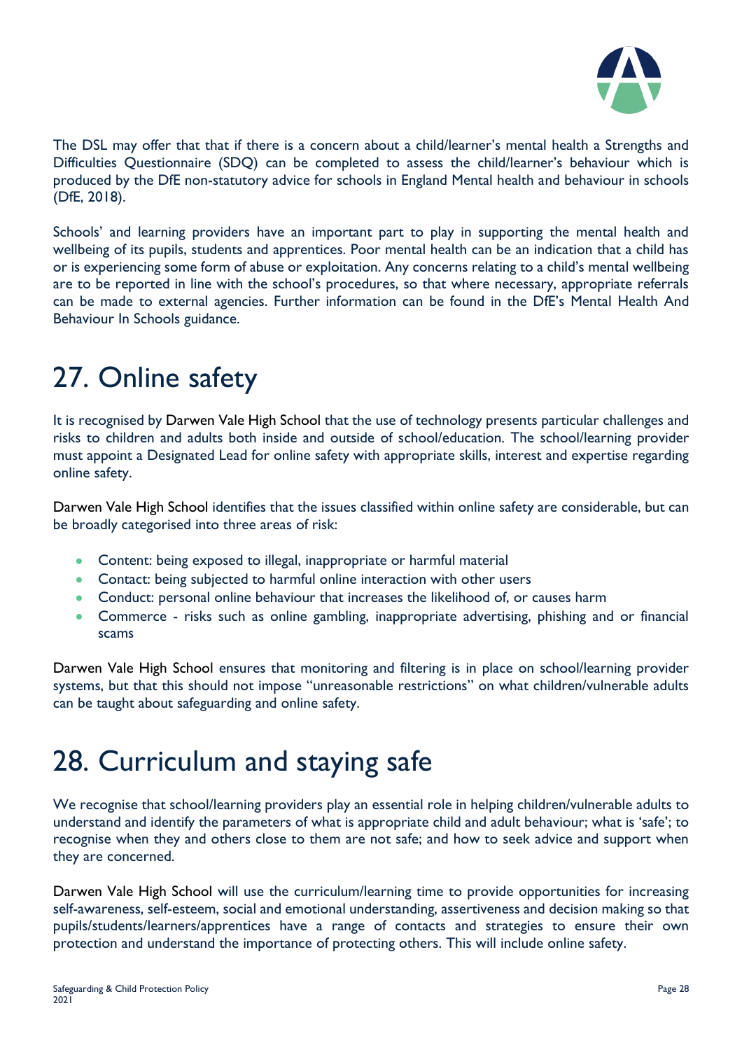The DSL may offer that that if there is a concern about a child/learner's mental health a Strengths and Difficulties Questionnaire (SDQ) can be completed to assess the child/learner's behaviour which is produced by the DfE non-statutory advice for schools in England Mental health and behaviour in schools (DfE, 2018).

Schools' and learning providers have an important part to play in supporting the mental health and wellbeing of its pupils, students and apprentices. Poor mental health can be an indication that a child has or is experiencing some form of abuse or exploitation. Any concerns relating to a child's mental wellbeing are to be reported in line with the school's procedures, so that where necessary, appropriate referrals can be made to external agencies. Further information can be found in the DfE's Mental Health And Behaviour In Schools guidance.

# 27. Online safety

It is recognised by Darwen Vale High School that the use of technology presents particular challenges and risks to children and adults both inside and outside of school/education. The school/learning provider must appoint a Designated Lead for online safety with appropriate skills, interest and expertise regarding online safety.

Darwen Vale High School identifies that the issues classified within online safety are considerable, but can be broadly categorised into three areas of risk:

- Content: being exposed to illegal, inappropriate or harmful material
- Contact: being subjected to harmful online interaction with other users
- Conduct: personal online behaviour that increases the likelihood of, or causes harm
- Commerce - risks such as online gambling, inappropriate advertising, phishing and or financial scams

Darwen Vale High School ensures that monitoring and filtering is in place on school/learning provider systems, but that this should not impose "unreasonable restrictions" on what children/vulnerable adults can be taught about safeguarding and online safety.

# 28. Curriculum and staying safe

We recognise that school/learning providers play an essential role in helping children/vulnerable adults to understand and identify the parameters of what is appropriate child and adult behaviour; what is 'safe'; to recognise when they and others close to them are not safe; and how to seek advice and support when they are concerned.

Darwen Vale High School will use the curriculum/learning time to provide opportunities for increasing self-awareness, self-esteem, social and emotional understanding, assertiveness and decision making so that pupils/students/learners/apprentices have a range of contacts and strategies to ensure their own protection and understand the importance of protecting others. This will include online safety.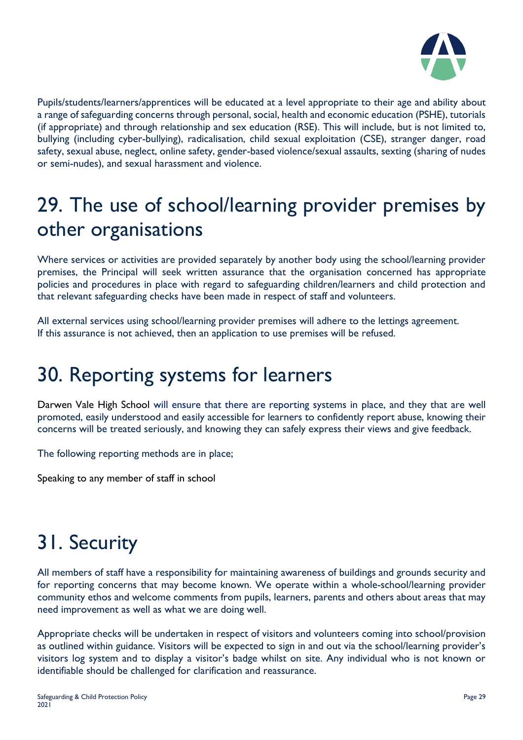Pupils/students/learners/apprentices will be educated at a level appropriate to their age and ability about a range of safeguarding concerns through personal, social, health and economic education (PSHE), tutorials (if appropriate) and through relationship and sex education (RSE). This will include, but is not limited to, bullying (including cyber-bullying), radicalisation, child sexual exploitation (CSE), stranger danger, road safety, sexual abuse, neglect, online safety, gender-based violence/sexual assaults, sexting (sharing of nudes or semi-nudes), and sexual harassment and violence.

# 29. The use of school/learning provider premises by other organisations

Where services or activities are provided separately by another body using the school/learning provider premises, the Principal will seek written assurance that the organisation concerned has appropriate policies and procedures in place with regard to safeguarding children/learners and child protection and that relevant safeguarding checks have been made in respect of staff and volunteers.

All external services using school/learning provider premises will adhere to the lettings agreement.
If this assurance is not achieved, then an application to use premises will be refused.

# 30. Reporting systems for learners

Darwen Vale High School will ensure that there are reporting systems in place, and they that are well promoted, easily understood and easily accessible for learners to confidently report abuse, knowing their concerns will be treated seriously, and knowing they can safely express their views and give feedback.

The following reporting methods are in place;

Speaking to any member of staff in school

# 31. Security

All members of staff have a responsibility for maintaining awareness of buildings and grounds security and for reporting concerns that may become known. We operate within a whole-school/learning provider community ethos and welcome comments from pupils, learners, parents and others about areas that may need improvement as well as what we are doing well.

Appropriate checks will be undertaken in respect of visitors and volunteers coming into school/provision as outlined within guidance. Visitors will be expected to sign in and out via the school/learning provider's visitors log system and to display a visitor's badge whilst on site. Any individual who is not known or identifiable should be challenged for clarification and reassurance.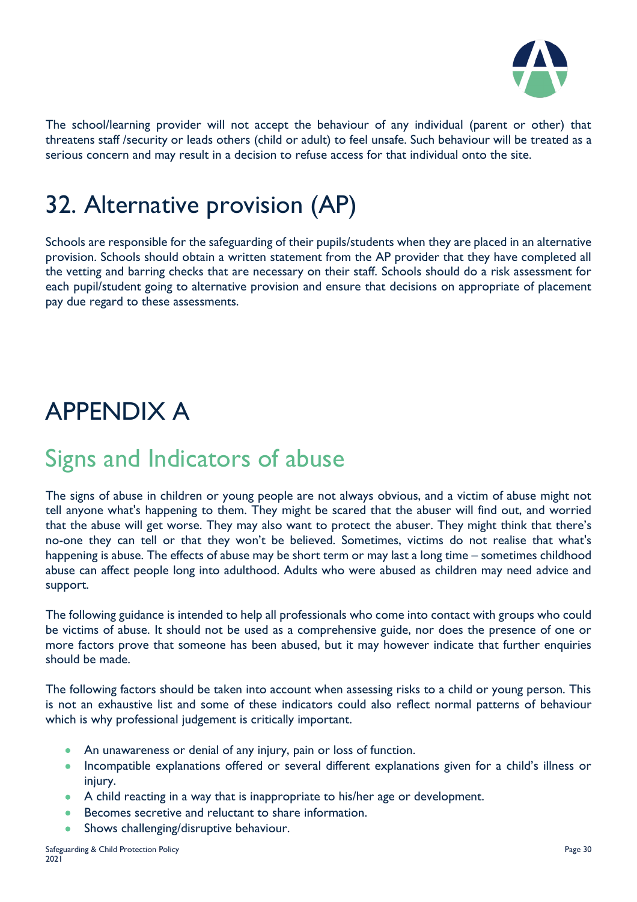The school/learning provider will not accept the behaviour of any individual (parent or other) that threatens staff /security or leads others (child or adult) to feel unsafe. Such behaviour will be treated as a serious concern and may result in a decision to refuse access for that individual onto the site.

# 32. Alternative provision (AP)

Schools are responsible for the safeguarding of their pupils/students when they are placed in an alternative provision. Schools should obtain a written statement from the AP provider that they have completed all the vetting and barring checks that are necessary on their staff. Schools should do a risk assessment for each pupil/student going to alternative provision and ensure that decisions on appropriate of placement pay due regard to these assessments.

# APPENDIX A

## Signs and Indicators of abuse

The signs of abuse in children or young people are not always obvious, and a victim of abuse might not tell anyone what's happening to them. They might be scared that the abuser will find out, and worried that the abuse will get worse. They may also want to protect the abuser. They might think that there's no-one they can tell or that they won't be believed. Sometimes, victims do not realise that what's happening is abuse. The effects of abuse may be short term or may last a long time – sometimes childhood abuse can affect people long into adulthood. Adults who were abused as children may need advice and support.

The following guidance is intended to help all professionals who come into contact with groups who could be victims of abuse. It should not be used as a comprehensive guide, nor does the presence of one or more factors prove that someone has been abused, but it may however indicate that further enquiries should be made.

The following factors should be taken into account when assessing risks to a child or young person. This is not an exhaustive list and some of these indicators could also reflect normal patterns of behaviour which is why professional judgement is critically important.

- An unawareness or denial of any injury, pain or loss of function.
- Incompatible explanations offered or several different explanations given for a child's illness or injury.
- A child reacting in a way that is inappropriate to his/her age or development.
- Becomes secretive and reluctant to share information.
- Shows challenging/disruptive behaviour.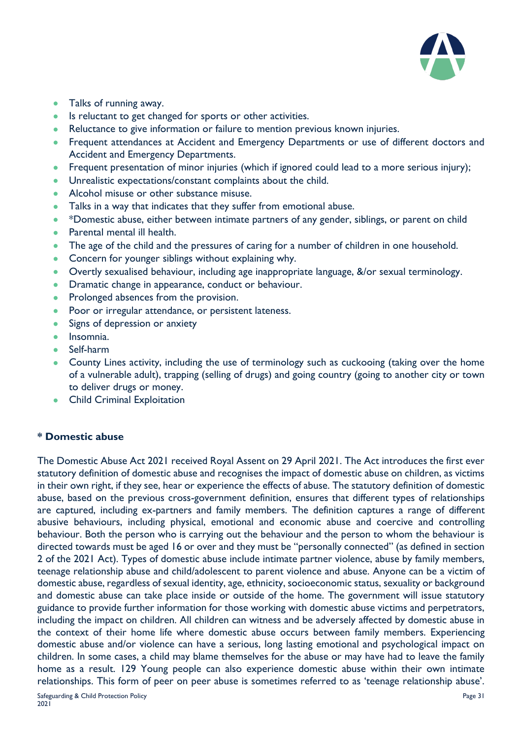- Talks of running away.
- Is reluctant to get changed for sports or other activities.
- Reluctance to give information or failure to mention previous known injuries.
- Frequent attendances at Accident and Emergency Departments or use of different doctors and Accident and Emergency Departments.
- Frequent presentation of minor injuries (which if ignored could lead to a more serious injury);
- Unrealistic expectations/constant complaints about the child.
- Alcohol misuse or other substance misuse.
- Talks in a way that indicates that they suffer from emotional abuse.
- *Domestic abuse, either between intimate partners of any gender, siblings, or parent on child
- Parental mental ill health.
- The age of the child and the pressures of caring for a number of children in one household.
- Concern for younger siblings without explaining why.
- Overtly sexualised behaviour, including age inappropriate language, &/or sexual terminology.
- Dramatic change in appearance, conduct or behaviour.
- Prolonged absences from the provision.
- Poor or irregular attendance, or persistent lateness.
- Signs of depression or anxiety
- Insomnia.
- Self-harm
- County Lines activity, including the use of terminology such as cuckooing (taking over the home of a vulnerable adult), trapping (selling of drugs) and going country (going to another city or town to deliver drugs or money.
- Child Criminal Exploitation

**\* Domestic abuse**

The Domestic Abuse Act 2021 received Royal Assent on 29 April 2021. The Act introduces the first ever statutory definition of domestic abuse and recognises the impact of domestic abuse on children, as victims in their own right, if they see, hear or experience the effects of abuse. The statutory definition of domestic abuse, based on the previous cross-government definition, ensures that different types of relationships are captured, including ex-partners and family members. The definition captures a range of different abusive behaviours, including physical, emotional and economic abuse and coercive and controlling behaviour. Both the person who is carrying out the behaviour and the person to whom the behaviour is directed towards must be aged 16 or over and they must be "personally connected" (as defined in section 2 of the 2021 Act). Types of domestic abuse include intimate partner violence, abuse by family members, teenage relationship abuse and child/adolescent to parent violence and abuse. Anyone can be a victim of domestic abuse, regardless of sexual identity, age, ethnicity, socioeconomic status, sexuality or background and domestic abuse can take place inside or outside of the home. The government will issue statutory guidance to provide further information for those working with domestic abuse victims and perpetrators, including the impact on children. All children can witness and be adversely affected by domestic abuse in the context of their home life where domestic abuse occurs between family members. Experiencing domestic abuse and/or violence can have a serious, long lasting emotional and psychological impact on children. In some cases, a child may blame themselves for the abuse or may have had to leave the family home as a result. 129 Young people can also experience domestic abuse within their own intimate relationships. This form of peer on peer abuse is sometimes referred to as 'teenage relationship abuse'.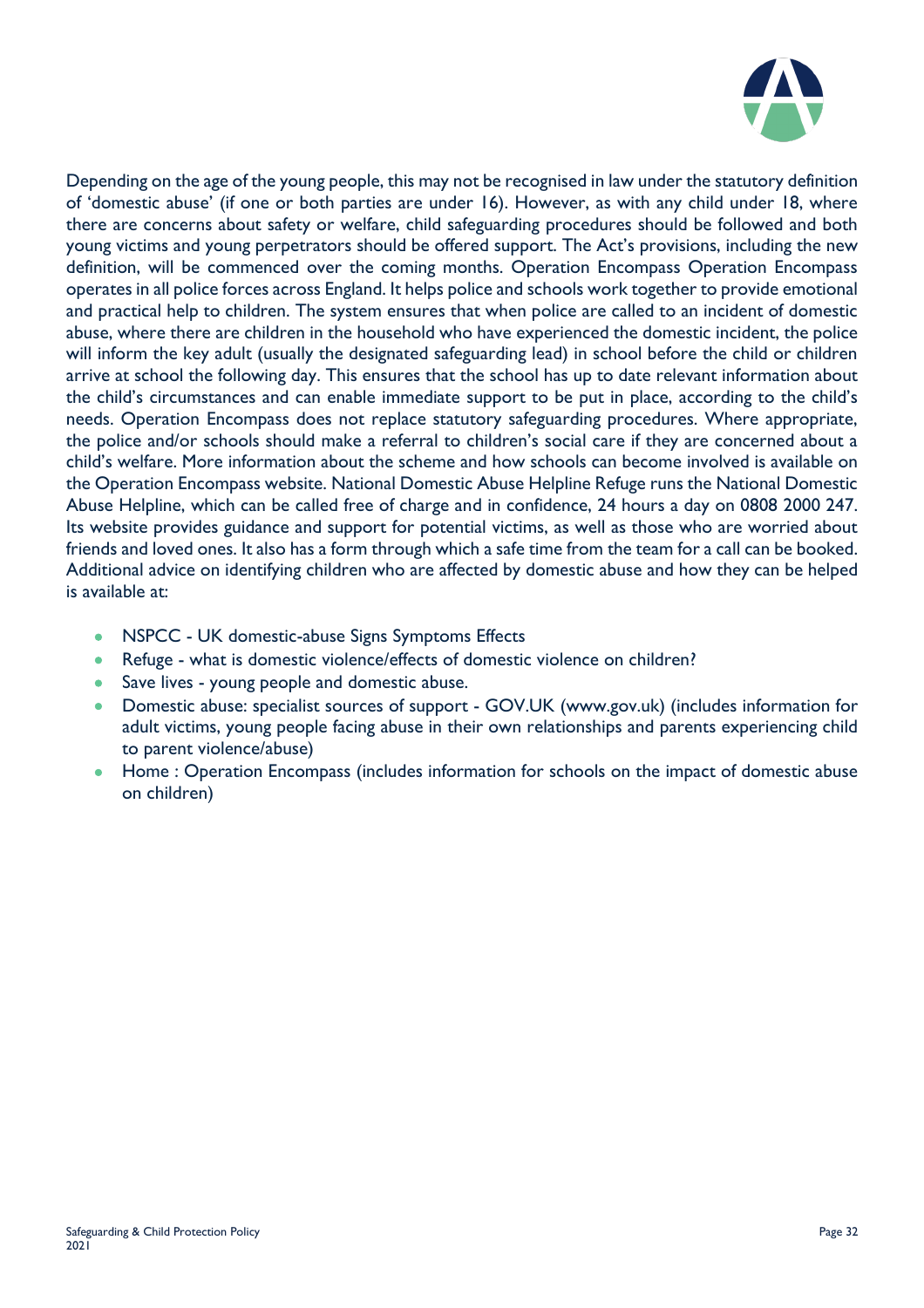Depending on the age of the young people, this may not be recognised in law under the statutory definition of 'domestic abuse' (if one or both parties are under 16). However, as with any child under 18, where there are concerns about safety or welfare, child safeguarding procedures should be followed and both young victims and young perpetrators should be offered support. The Act's provisions, including the new definition, will be commenced over the coming months. Operation Encompass Operation Encompass operates in all police forces across England. It helps police and schools work together to provide emotional and practical help to children. The system ensures that when police are called to an incident of domestic abuse, where there are children in the household who have experienced the domestic incident, the police will inform the key adult (usually the designated safeguarding lead) in school before the child or children arrive at school the following day. This ensures that the school has up to date relevant information about the child's circumstances and can enable immediate support to be put in place, according to the child's needs. Operation Encompass does not replace statutory safeguarding procedures. Where appropriate, the police and/or schools should make a referral to children's social care if they are concerned about a child's welfare. More information about the scheme and how schools can become involved is available on the Operation Encompass website. National Domestic Abuse Helpline Refuge runs the National Domestic Abuse Helpline, which can be called free of charge and in confidence, 24 hours a day on 0808 2000 247. Its website provides guidance and support for potential victims, as well as those who are worried about friends and loved ones. It also has a form through which a safe time from the team for a call can be booked. Additional advice on identifying children who are affected by domestic abuse and how they can be helped is available at:

- NSPCC - UK domestic-abuse Signs Symptoms Effects
- Refuge - what is domestic violence/effects of domestic violence on children?
- Save lives - young people and domestic abuse.
- Domestic abuse: specialist sources of support - GOV.UK (www.gov.uk) (includes information for adult victims, young people facing abuse in their own relationships and parents experiencing child to parent violence/abuse)
- Home : Operation Encompass (includes information for schools on the impact of domestic abuse on children)